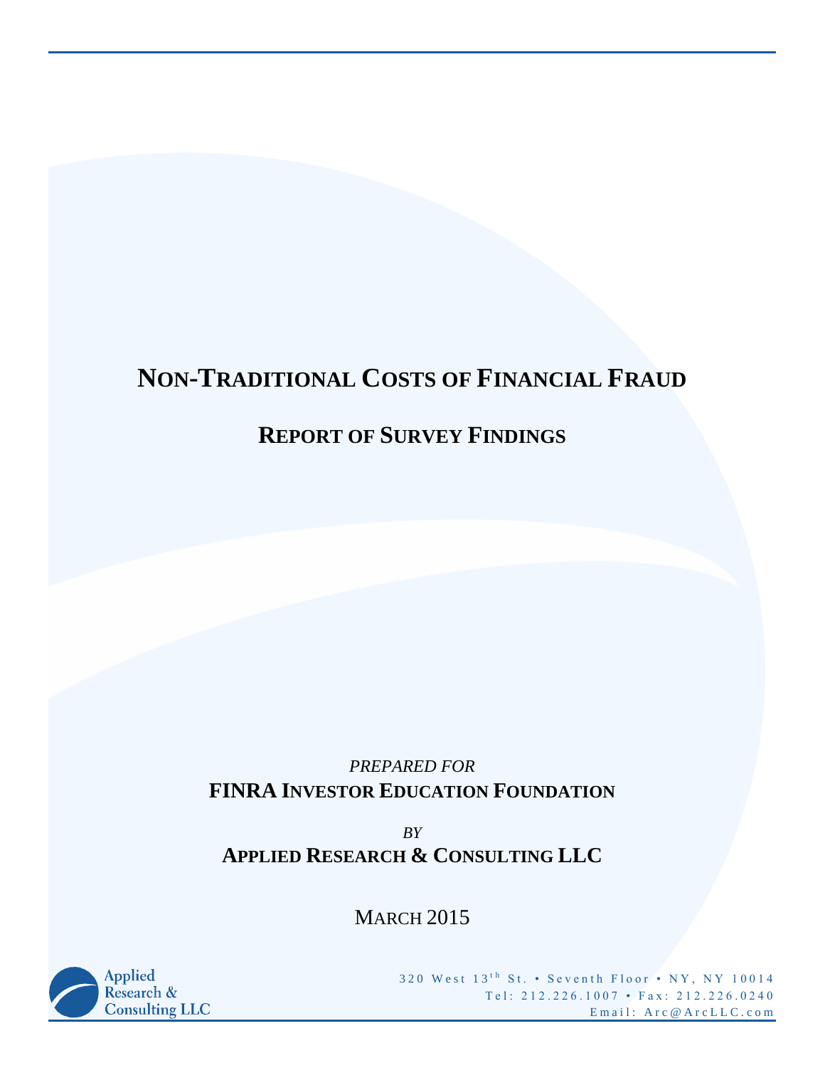# NON-TRADITIONAL COSTS OF FINANCIAL FRAUD

## REPORT OF SURVEY FINDINGS

*PREPARED FOR*

**FINRA INVESTOR EDUCATION FOUNDATION**

*BY*

**APPLIED RESEARCH & CONSULTING LLC**

MARCH 2015

Applied Research & Consulting LLC

320 West 13th St. • Seventh Floor • NY, NY 10014
Tel: 212.226.1007 • Fax: 212.226.0240
Email: Arc@ArcLLC.com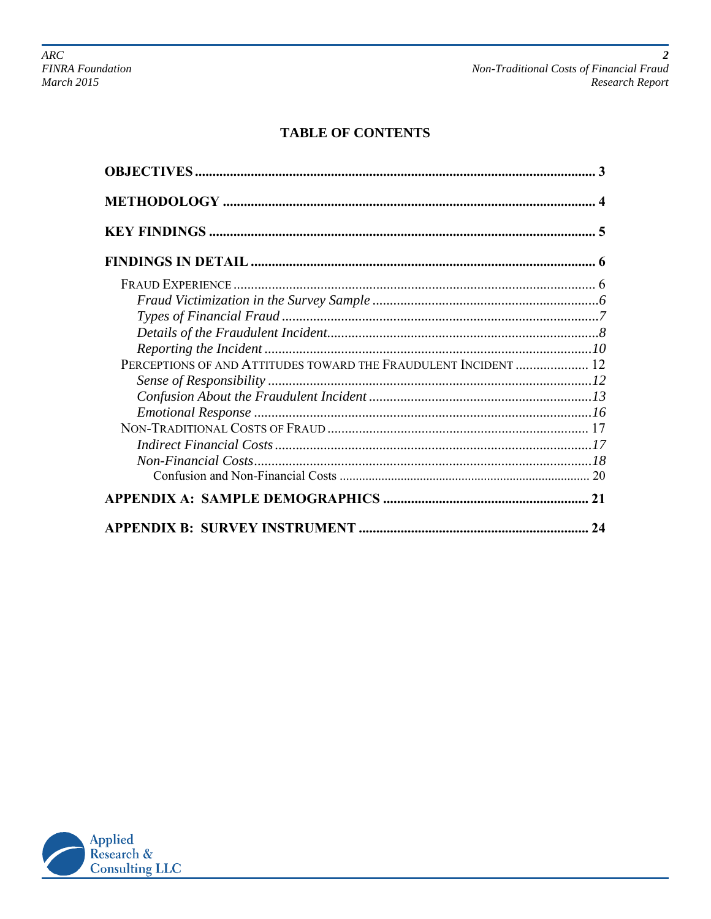# TABLE OF CONTENTS

**OBJECTIVES** ........ 3

**METHODOLOGY** ........ 4

**KEY FINDINGS** ........ 5

**FINDINGS IN DETAIL** ........ 6

- FRAUD EXPERIENCE ........ 6
  - *Fraud Victimization in the Survey Sample* ........ *6*
  - *Types of Financial Fraud* ........ *7*
  - *Details of the Fraudulent Incident* ........ *8*
  - *Reporting the Incident* ........ *10*
- PERCEPTIONS OF AND ATTITUDES TOWARD THE FRAUDULENT INCIDENT ........ 12
  - *Sense of Responsibility* ........ *12*
  - *Confusion About the Fraudulent Incident* ........ *13*
  - *Emotional Response* ........ *16*
- NON-TRADITIONAL COSTS OF FRAUD ........ 17
  - *Indirect Financial Costs* ........ *17*
  - *Non-Financial Costs* ........ *18*
    - Confusion and Non-Financial Costs ........ 20

**APPENDIX A: SAMPLE DEMOGRAPHICS** ........ 21

**APPENDIX B: SURVEY INSTRUMENT** ........ 24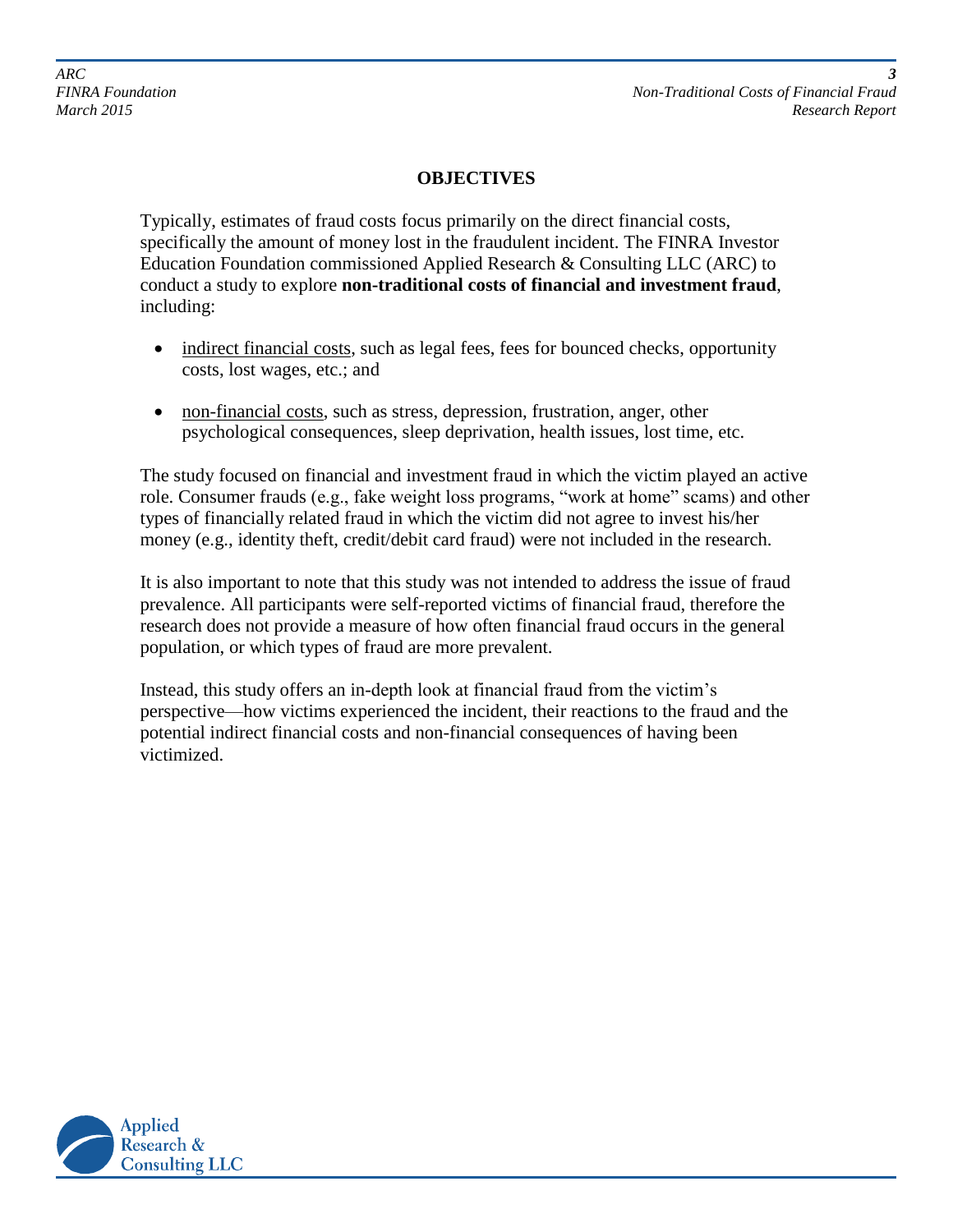## OBJECTIVES

Typically, estimates of fraud costs focus primarily on the direct financial costs, specifically the amount of money lost in the fraudulent incident. The FINRA Investor Education Foundation commissioned Applied Research & Consulting LLC (ARC) to conduct a study to explore **non-traditional costs of financial and investment fraud**, including:

- indirect financial costs, such as legal fees, fees for bounced checks, opportunity costs, lost wages, etc.; and
- non-financial costs, such as stress, depression, frustration, anger, other psychological consequences, sleep deprivation, health issues, lost time, etc.

The study focused on financial and investment fraud in which the victim played an active role. Consumer frauds (e.g., fake weight loss programs, "work at home" scams) and other types of financially related fraud in which the victim did not agree to invest his/her money (e.g., identity theft, credit/debit card fraud) were not included in the research.

It is also important to note that this study was not intended to address the issue of fraud prevalence. All participants were self-reported victims of financial fraud, therefore the research does not provide a measure of how often financial fraud occurs in the general population, or which types of fraud are more prevalent.

Instead, this study offers an in-depth look at financial fraud from the victim's perspective—how victims experienced the incident, their reactions to the fraud and the potential indirect financial costs and non-financial consequences of having been victimized.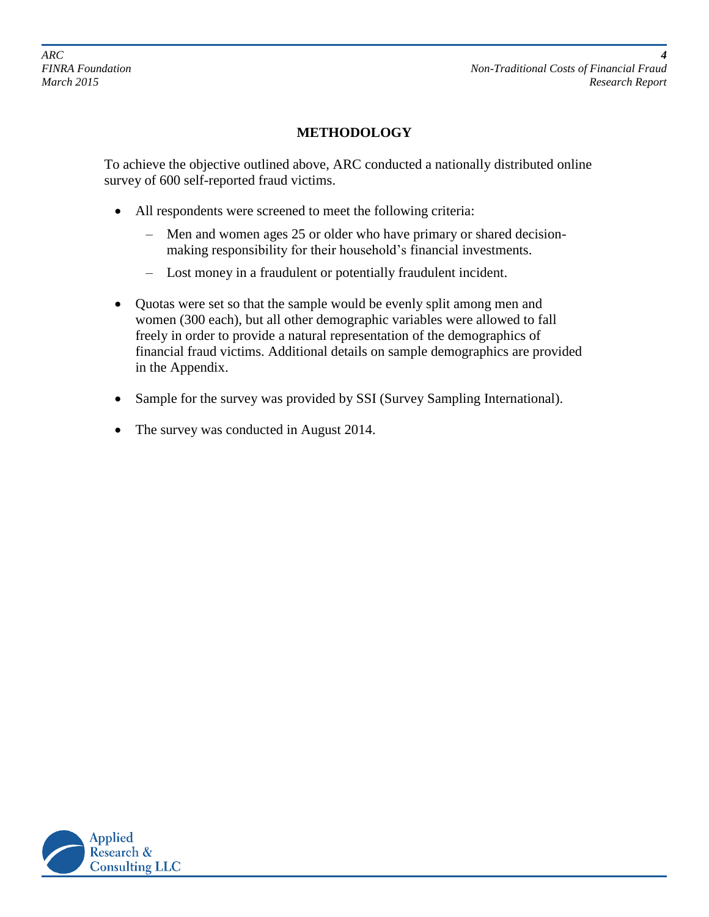## METHODOLOGY

To achieve the objective outlined above, ARC conducted a nationally distributed online survey of 600 self-reported fraud victims.

- All respondents were screened to meet the following criteria:
  - Men and women ages 25 or older who have primary or shared decision-making responsibility for their household's financial investments.
  - Lost money in a fraudulent or potentially fraudulent incident.
- Quotas were set so that the sample would be evenly split among men and women (300 each), but all other demographic variables were allowed to fall freely in order to provide a natural representation of the demographics of financial fraud victims. Additional details on sample demographics are provided in the Appendix.
- Sample for the survey was provided by SSI (Survey Sampling International).
- The survey was conducted in August 2014.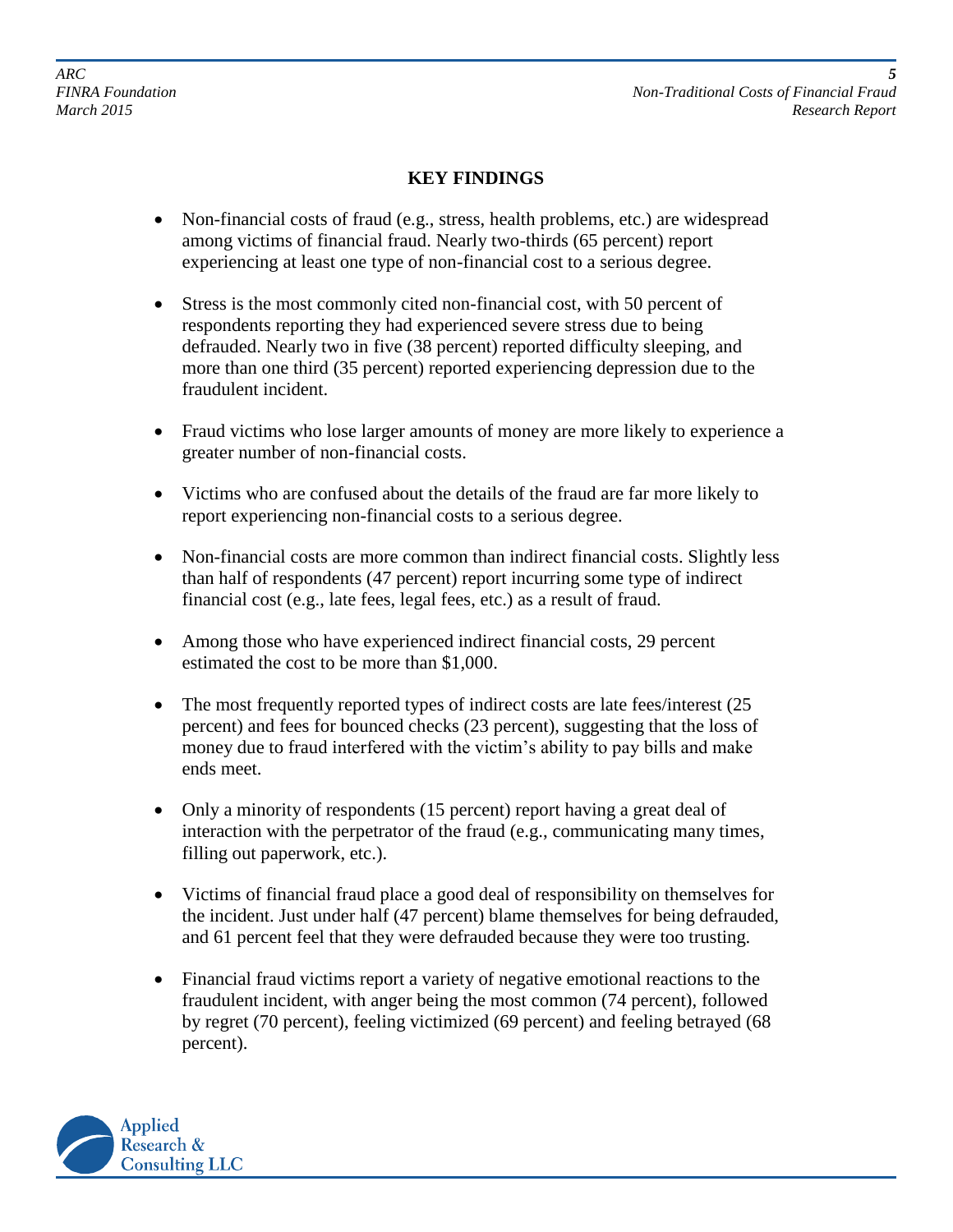## KEY FINDINGS

- Non-financial costs of fraud (e.g., stress, health problems, etc.) are widespread among victims of financial fraud. Nearly two-thirds (65 percent) report experiencing at least one type of non-financial cost to a serious degree.

- Stress is the most commonly cited non-financial cost, with 50 percent of respondents reporting they had experienced severe stress due to being defrauded. Nearly two in five (38 percent) reported difficulty sleeping, and more than one third (35 percent) reported experiencing depression due to the fraudulent incident.

- Fraud victims who lose larger amounts of money are more likely to experience a greater number of non-financial costs.

- Victims who are confused about the details of the fraud are far more likely to report experiencing non-financial costs to a serious degree.

- Non-financial costs are more common than indirect financial costs. Slightly less than half of respondents (47 percent) report incurring some type of indirect financial cost (e.g., late fees, legal fees, etc.) as a result of fraud.

- Among those who have experienced indirect financial costs, 29 percent estimated the cost to be more than $1,000.

- The most frequently reported types of indirect costs are late fees/interest (25 percent) and fees for bounced checks (23 percent), suggesting that the loss of money due to fraud interfered with the victim's ability to pay bills and make ends meet.

- Only a minority of respondents (15 percent) report having a great deal of interaction with the perpetrator of the fraud (e.g., communicating many times, filling out paperwork, etc.).

- Victims of financial fraud place a good deal of responsibility on themselves for the incident. Just under half (47 percent) blame themselves for being defrauded, and 61 percent feel that they were defrauded because they were too trusting.

- Financial fraud victims report a variety of negative emotional reactions to the fraudulent incident, with anger being the most common (74 percent), followed by regret (70 percent), feeling victimized (69 percent) and feeling betrayed (68 percent).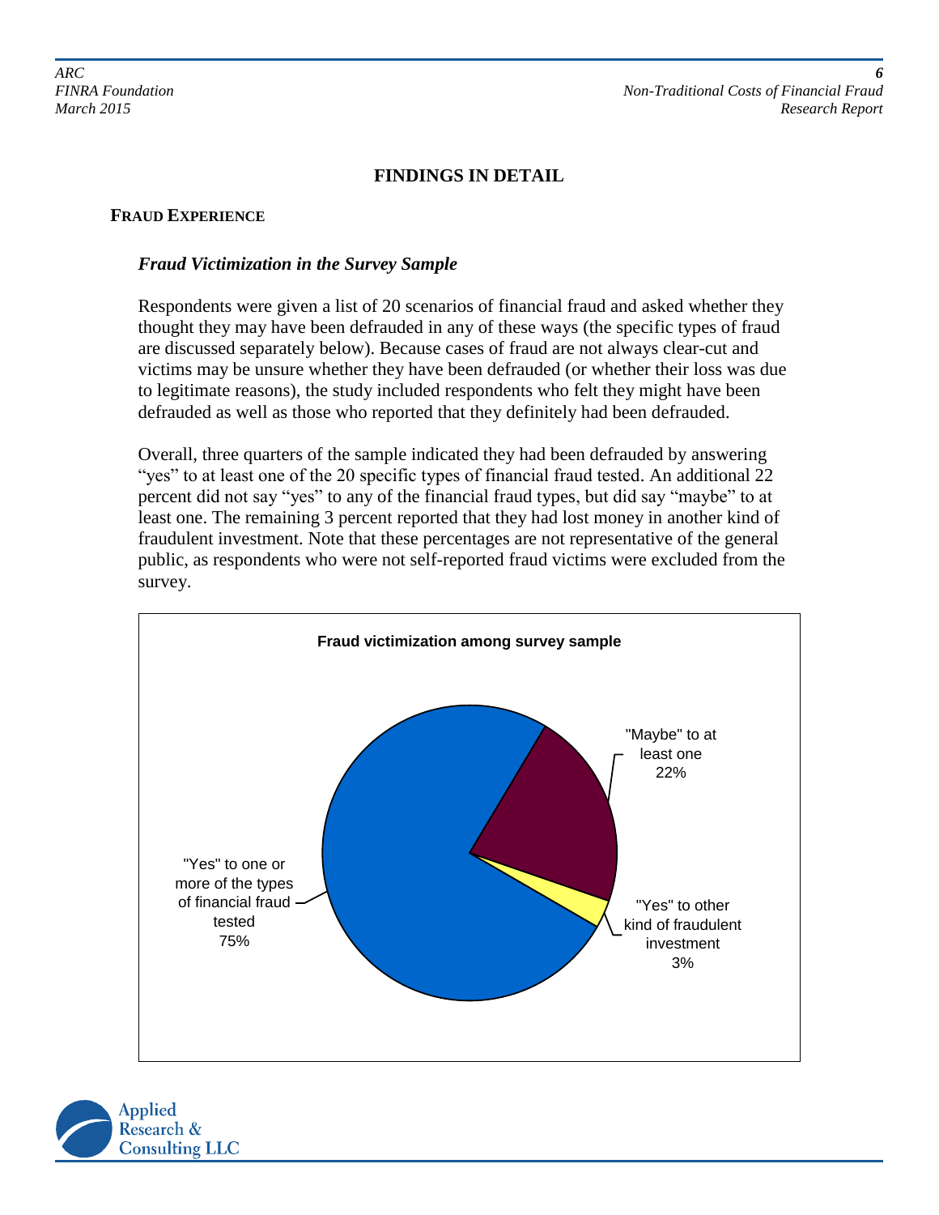## FINDINGS IN DETAIL

### FRAUD EXPERIENCE

#### *Fraud Victimization in the Survey Sample*

Respondents were given a list of 20 scenarios of financial fraud and asked whether they thought they may have been defrauded in any of these ways (the specific types of fraud are discussed separately below). Because cases of fraud are not always clear-cut and victims may be unsure whether they have been defrauded (or whether their loss was due to legitimate reasons), the study included respondents who felt they might have been defrauded as well as those who reported that they definitely had been defrauded.

Overall, three quarters of the sample indicated they had been defrauded by answering "yes" to at least one of the 20 specific types of financial fraud tested. An additional 22 percent did not say "yes" to any of the financial fraud types, but did say "maybe" to at least one. The remaining 3 percent reported that they had lost money in another kind of fraudulent investment. Note that these percentages are not representative of the general public, as respondents who were not self-reported fraud victims were excluded from the survey.

**Fraud victimization among survey sample**

| Category | Percent |
|---|---|
| "Yes" to one or more of the types of financial fraud tested | 75% |
| "Maybe" to at least one | 22% |
| "Yes" to other kind of fraudulent investment | 3% |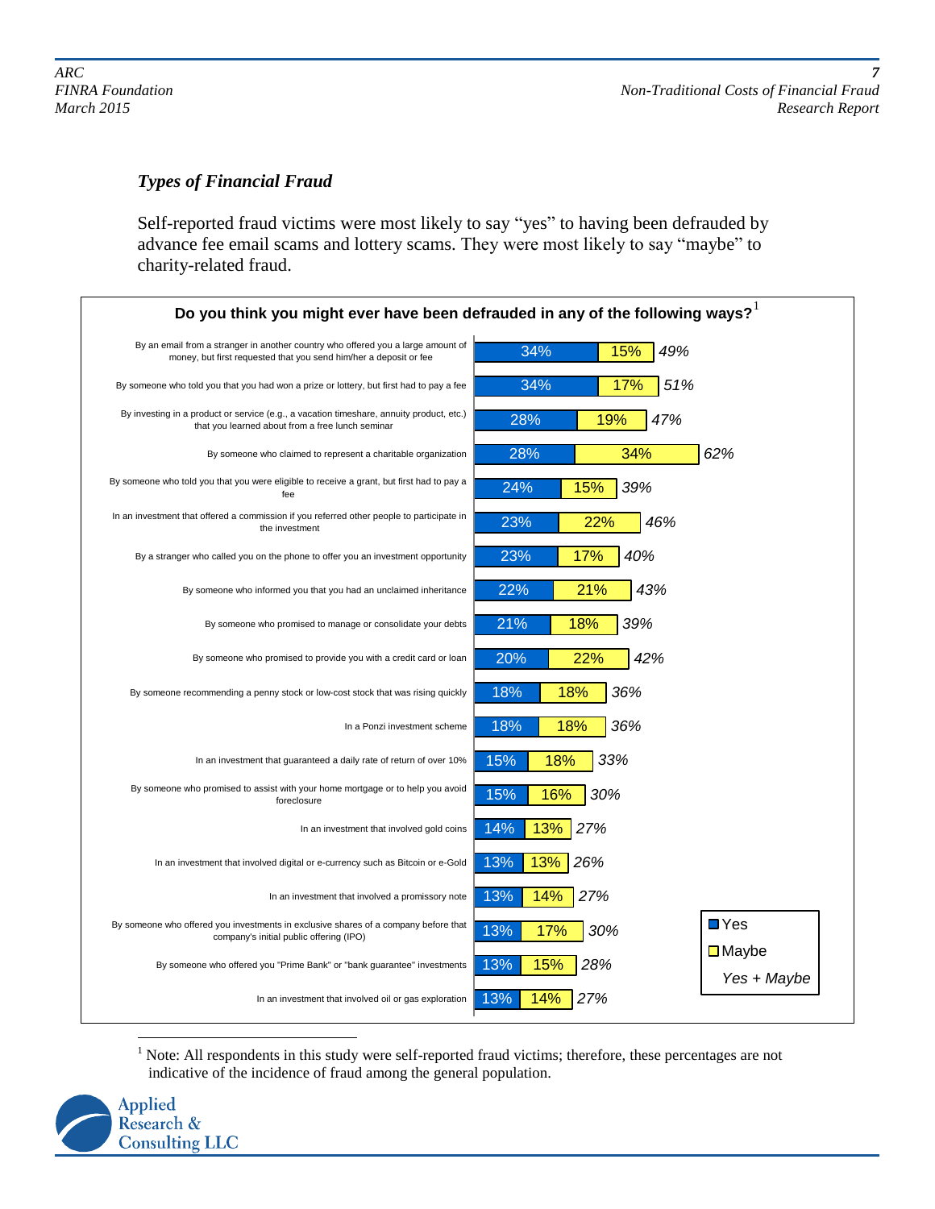### *Types of Financial Fraud*

Self-reported fraud victims were most likely to say "yes" to having been defrauded by advance fee email scams and lottery scams. They were most likely to say "maybe" to charity-related fraud.

**Do you think you might ever have been defrauded in any of the following ways?**[1]

| | Yes | Maybe | Yes + Maybe |
|---|---|---|---|
| By an email from a stranger in another country who offered you a large amount of money, but first requested that you send him/her a deposit or fee | 34% | 15% | 49% |
| By someone who told you that you had won a prize or lottery, but first had to pay a fee | 34% | 17% | 51% |
| By investing in a product or service (e.g., a vacation timeshare, annuity product, etc.) that you learned about from a free lunch seminar | 28% | 19% | 47% |
| By someone who claimed to represent a charitable organization | 28% | 34% | 62% |
| By someone who told you that you were eligible to receive a grant, but first had to pay a fee | 24% | 15% | 39% |
| In an investment that offered a commission if you referred other people to participate in the investment | 23% | 22% | 46% |
| By a stranger who called you on the phone to offer you an investment opportunity | 23% | 17% | 40% |
| By someone who informed you that you had an unclaimed inheritance | 22% | 21% | 43% |
| By someone who promised to manage or consolidate your debts | 21% | 18% | 39% |
| By someone who promised to provide you with a credit card or loan | 20% | 22% | 42% |
| By someone recommending a penny stock or low-cost stock that was rising quickly | 18% | 18% | 36% |
| In a Ponzi investment scheme | 18% | 18% | 36% |
| In an investment that guaranteed a daily rate of return of over 10% | 15% | 18% | 33% |
| By someone who promised to assist with your home mortgage or to help you avoid foreclosure | 15% | 16% | 30% |
| In an investment that involved gold coins | 14% | 13% | 27% |
| In an investment that involved digital or e-currency such as Bitcoin or e-Gold | 13% | 13% | 26% |
| In an investment that involved a promissory note | 13% | 14% | 27% |
| By someone who offered you investments in exclusive shares of a company before that company's initial public offering (IPO) | 13% | 17% | 30% |
| By someone who offered you "Prime Bank" or "bank guarantee" investments | 13% | 15% | 28% |
| In an investment that involved oil or gas exploration | 13% | 14% | 27% |

[1] Note: All respondents in this study were self-reported fraud victims; therefore, these percentages are not indicative of the incidence of fraud among the general population.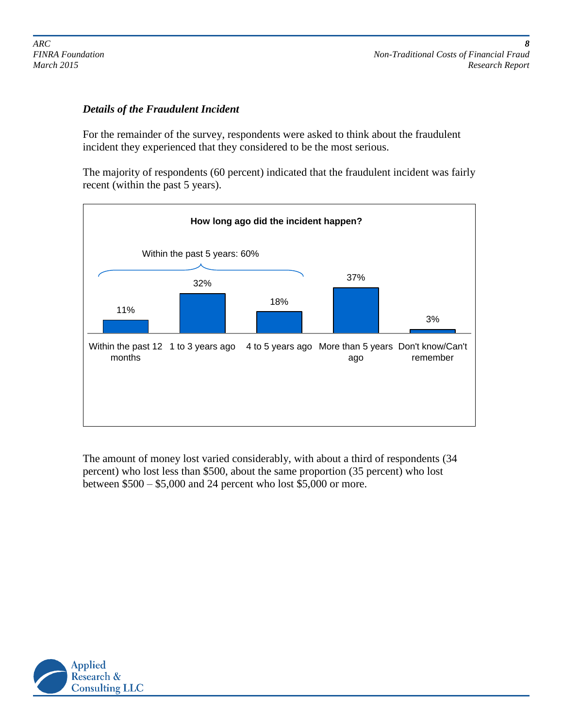### *Details of the Fraudulent Incident*

For the remainder of the survey, respondents were asked to think about the fraudulent incident they experienced that they considered to be the most serious.

The majority of respondents (60 percent) indicated that the fraudulent incident was fairly recent (within the past 5 years).

**How long ago did the incident happen?**

Within the past 5 years: 60%

| Within the past 12 months | 1 to 3 years ago | 4 to 5 years ago | More than 5 years ago | Don't know/Can't remember |
|---|---|---|---|---|
| 11% | 32% | 18% | 37% | 3% |

The amount of money lost varied considerably, with about a third of respondents (34 percent) who lost less than $500, about the same proportion (35 percent) who lost between $500 – $5,000 and 24 percent who lost $5,000 or more.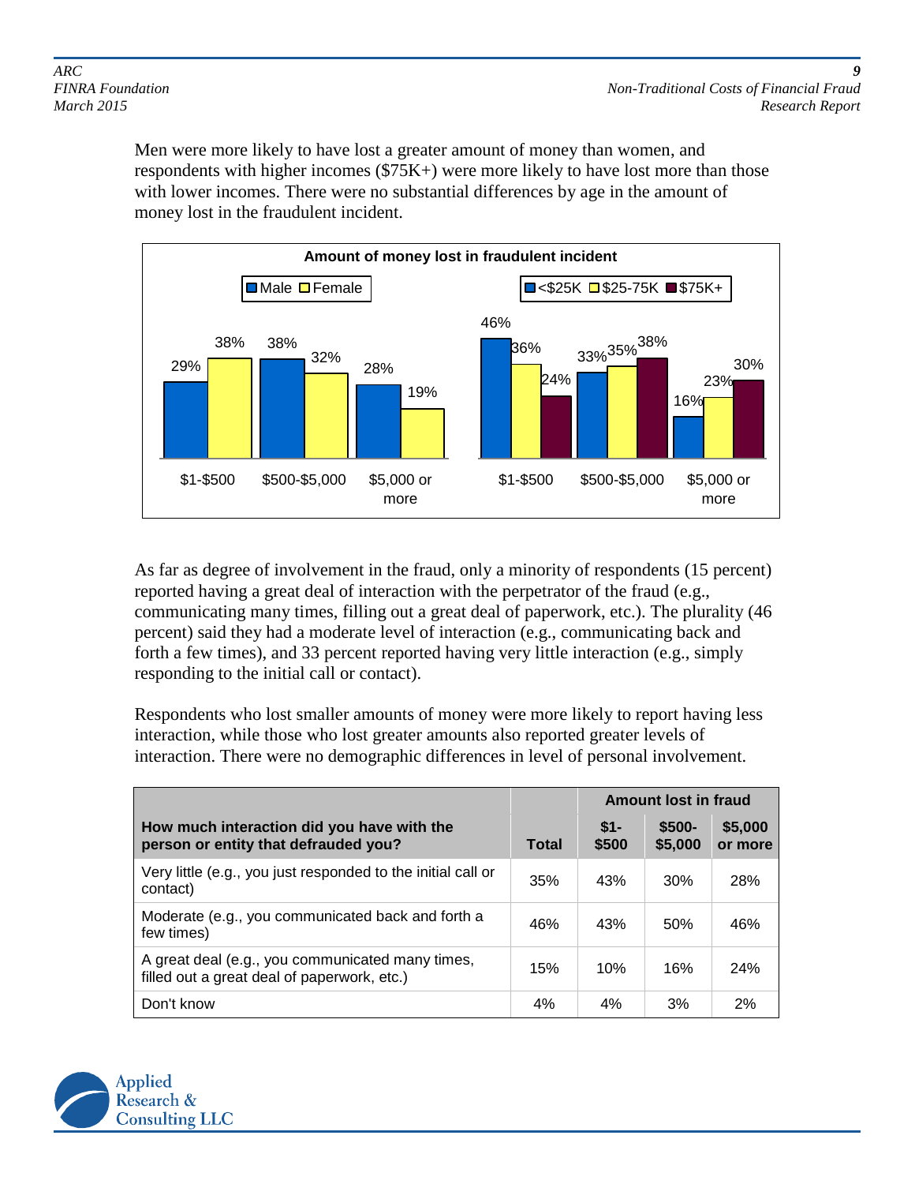Men were more likely to have lost a greater amount of money than women, and respondents with higher incomes ($75K+) were more likely to have lost more than those with lower incomes. There were no substantial differences by age in the amount of money lost in the fraudulent incident.

**Amount of money lost in fraudulent incident**

| | Male | Female |
|---|---|---|
| $1-$500 | 29% | 38% |
| $500-$5,000 | 38% | 32% |
| $5,000 or more | 28% | 19% |

| | <$25K | $25-75K | $75K+ |
|---|---|---|---|
| $1-$500 | 46% | 36% | 24% |
| $500-$5,000 | 33% | 35% | 38% |
| $5,000 or more | 16% | 23% | 30% |

As far as degree of involvement in the fraud, only a minority of respondents (15 percent) reported having a great deal of interaction with the perpetrator of the fraud (e.g., communicating many times, filling out a great deal of paperwork, etc.). The plurality (46 percent) said they had a moderate level of interaction (e.g., communicating back and forth a few times), and 33 percent reported having very little interaction (e.g., simply responding to the initial call or contact).

Respondents who lost smaller amounts of money were more likely to report having less interaction, while those who lost greater amounts also reported greater levels of interaction. There were no demographic differences in level of personal involvement.

| | | Amount lost in fraud | | |
|---|---|---|---|---|
| **How much interaction did you have with the person or entity that defrauded you?** | **Total** | **$1-$500** | **$500-$5,000** | **$5,000 or more** |
| Very little (e.g., you just responded to the initial call or contact) | 35% | 43% | 30% | 28% |
| Moderate (e.g., you communicated back and forth a few times) | 46% | 43% | 50% | 46% |
| A great deal (e.g., you communicated many times, filled out a great deal of paperwork, etc.) | 15% | 10% | 16% | 24% |
| Don't know | 4% | 4% | 3% | 2% |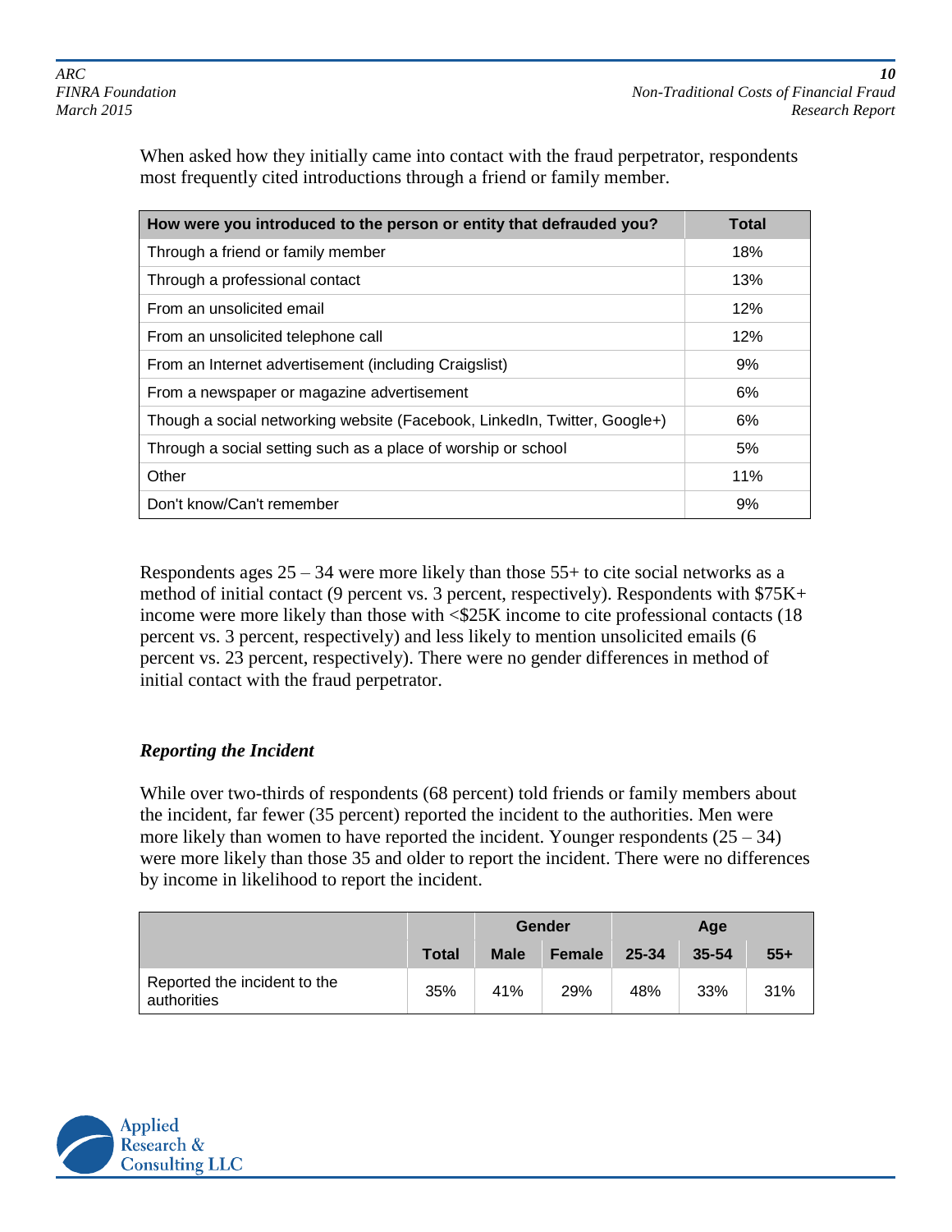When asked how they initially came into contact with the fraud perpetrator, respondents most frequently cited introductions through a friend or family member.

| How were you introduced to the person or entity that defrauded you? | Total |
|---|---|
| Through a friend or family member | 18% |
| Through a professional contact | 13% |
| From an unsolicited email | 12% |
| From an unsolicited telephone call | 12% |
| From an Internet advertisement (including Craigslist) | 9% |
| From a newspaper or magazine advertisement | 6% |
| Though a social networking website (Facebook, LinkedIn, Twitter, Google+) | 6% |
| Through a social setting such as a place of worship or school | 5% |
| Other | 11% |
| Don't know/Can't remember | 9% |

Respondents ages 25 – 34 were more likely than those 55+ to cite social networks as a method of initial contact (9 percent vs. 3 percent, respectively). Respondents with $75K+ income were more likely than those with <$25K income to cite professional contacts (18 percent vs. 3 percent, respectively) and less likely to mention unsolicited emails (6 percent vs. 23 percent, respectively). There were no gender differences in method of initial contact with the fraud perpetrator.

### *Reporting the Incident*

While over two-thirds of respondents (68 percent) told friends or family members about the incident, far fewer (35 percent) reported the incident to the authorities. Men were more likely than women to have reported the incident. Younger respondents (25 – 34) were more likely than those 35 and older to report the incident. There were no differences by income in likelihood to report the incident.

| | | Gender | | Age | | |
|---|---|---|---|---|---|---|
| | Total | Male | Female | 25-34 | 35-54 | 55+ |
| Reported the incident to the authorities | 35% | 41% | 29% | 48% | 33% | 31% |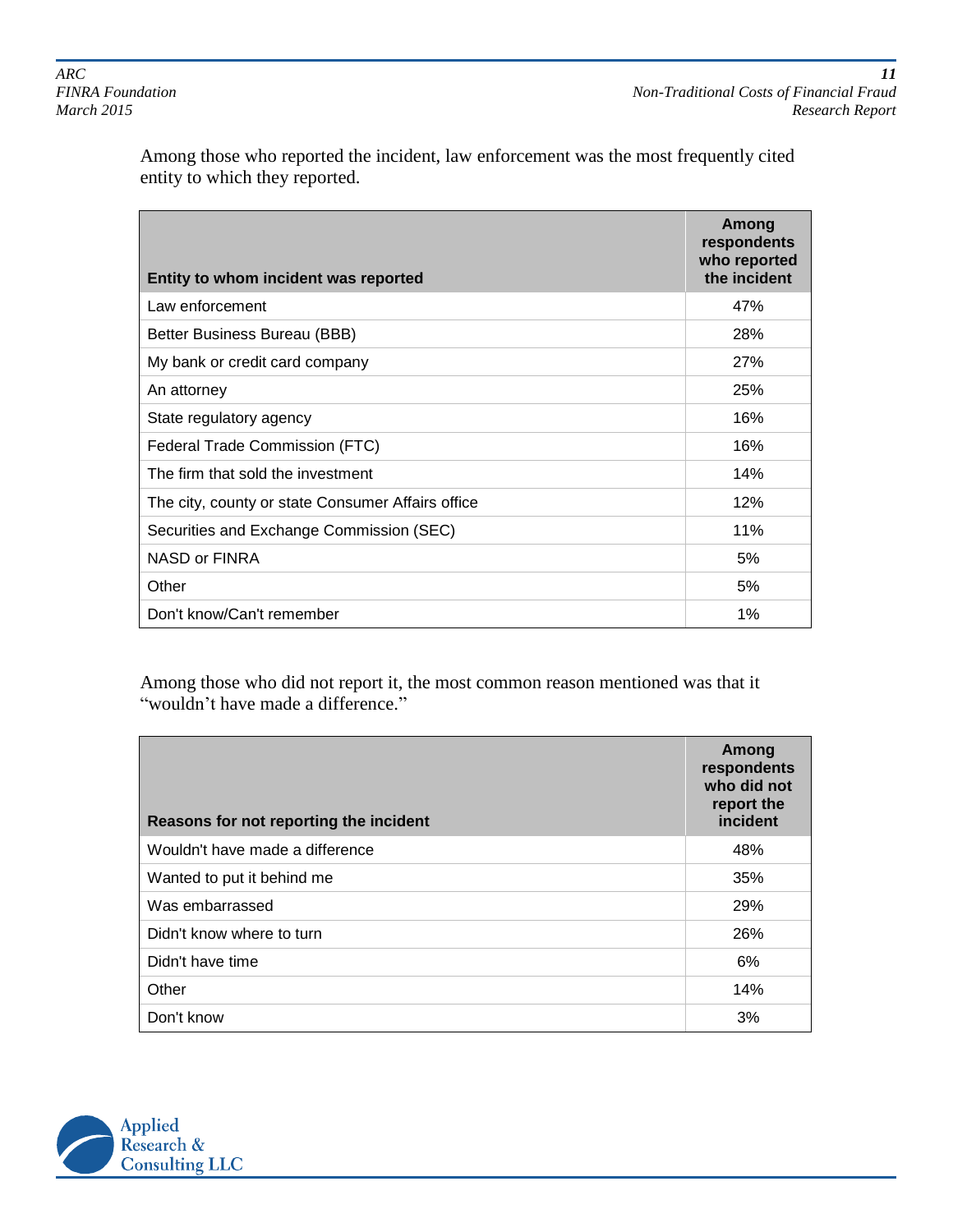Among those who reported the incident, law enforcement was the most frequently cited entity to which they reported.

| Entity to whom incident was reported | Among respondents who reported the incident |
|---|---|
| Law enforcement | 47% |
| Better Business Bureau (BBB) | 28% |
| My bank or credit card company | 27% |
| An attorney | 25% |
| State regulatory agency | 16% |
| Federal Trade Commission (FTC) | 16% |
| The firm that sold the investment | 14% |
| The city, county or state Consumer Affairs office | 12% |
| Securities and Exchange Commission (SEC) | 11% |
| NASD or FINRA | 5% |
| Other | 5% |
| Don't know/Can't remember | 1% |

Among those who did not report it, the most common reason mentioned was that it "wouldn't have made a difference."

| Reasons for not reporting the incident | Among respondents who did not report the incident |
|---|---|
| Wouldn't have made a difference | 48% |
| Wanted to put it behind me | 35% |
| Was embarrassed | 29% |
| Didn't know where to turn | 26% |
| Didn't have time | 6% |
| Other | 14% |
| Don't know | 3% |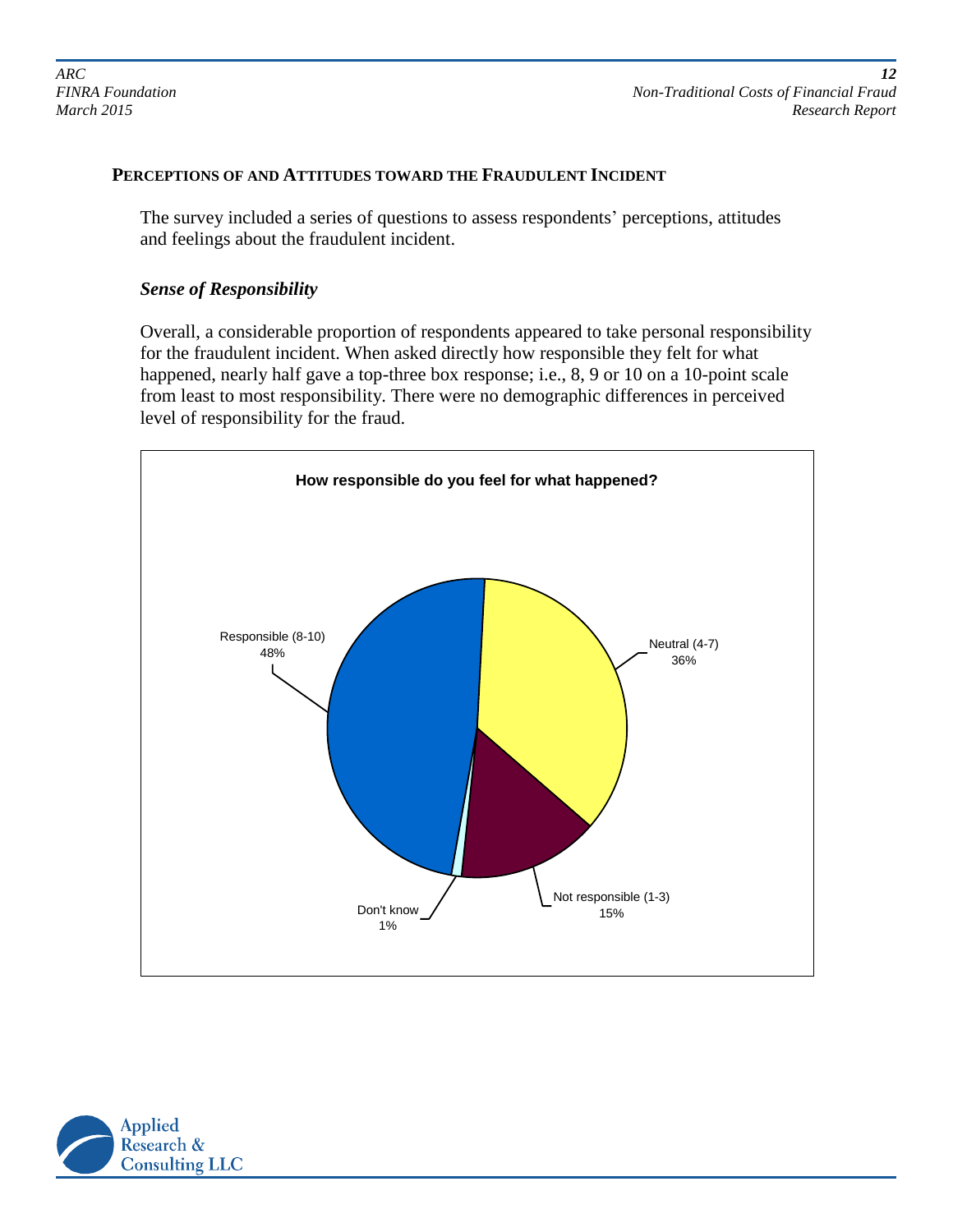## Perceptions of and Attitudes toward the Fraudulent Incident

The survey included a series of questions to assess respondents' perceptions, attitudes and feelings about the fraudulent incident.

### *Sense of Responsibility*

Overall, a considerable proportion of respondents appeared to take personal responsibility for the fraudulent incident. When asked directly how responsible they felt for what happened, nearly half gave a top-three box response; i.e., 8, 9 or 10 on a 10-point scale from least to most responsibility. There were no demographic differences in perceived level of responsibility for the fraud.

**How responsible do you feel for what happened?**

| Response | Percent |
| --- | --- |
| Responsible (8-10) | 48% |
| Neutral (4-7) | 36% |
| Not responsible (1-3) | 15% |
| Don't know | 1% |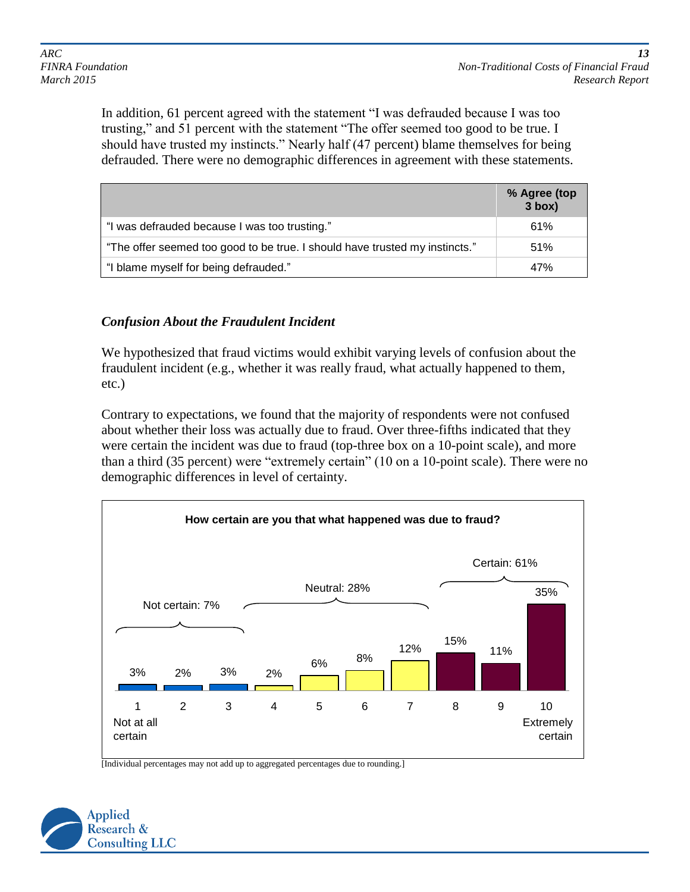In addition, 61 percent agreed with the statement "I was defrauded because I was too trusting," and 51 percent with the statement "The offer seemed too good to be true. I should have trusted my instincts." Nearly half (47 percent) blame themselves for being defrauded. There were no demographic differences in agreement with these statements.

| | % Agree (top 3 box) |
|---|---|
| "I was defrauded because I was too trusting." | 61% |
| "The offer seemed too good to be true. I should have trusted my instincts." | 51% |
| "I blame myself for being defrauded." | 47% |

### *Confusion About the Fraudulent Incident*

We hypothesized that fraud victims would exhibit varying levels of confusion about the fraudulent incident (e.g., whether it was really fraud, what actually happened to them, etc.)

Contrary to expectations, we found that the majority of respondents were not confused about whether their loss was actually due to fraud. Over three-fifths indicated that they were certain the incident was due to fraud (top-three box on a 10-point scale), and more than a third (35 percent) were "extremely certain" (10 on a 10-point scale). There were no demographic differences in level of certainty.

**How certain are you that what happened was due to fraud?**

| Rating | % | Group |
|---|---|---|
| 1 Not at all certain | 3% | Not certain: 7% |
| 2 | 2% | Not certain: 7% |
| 3 | 3% | Not certain: 7% |
| 4 | 2% | Neutral: 28% |
| 5 | 6% | Neutral: 28% |
| 6 | 8% | Neutral: 28% |
| 7 | 12% | Neutral: 28% |
| 8 | 15% | Certain: 61% |
| 9 | 11% | Certain: 61% |
| 10 Extremely certain | 35% | Certain: 61% |

[Individual percentages may not add up to aggregated percentages due to rounding.]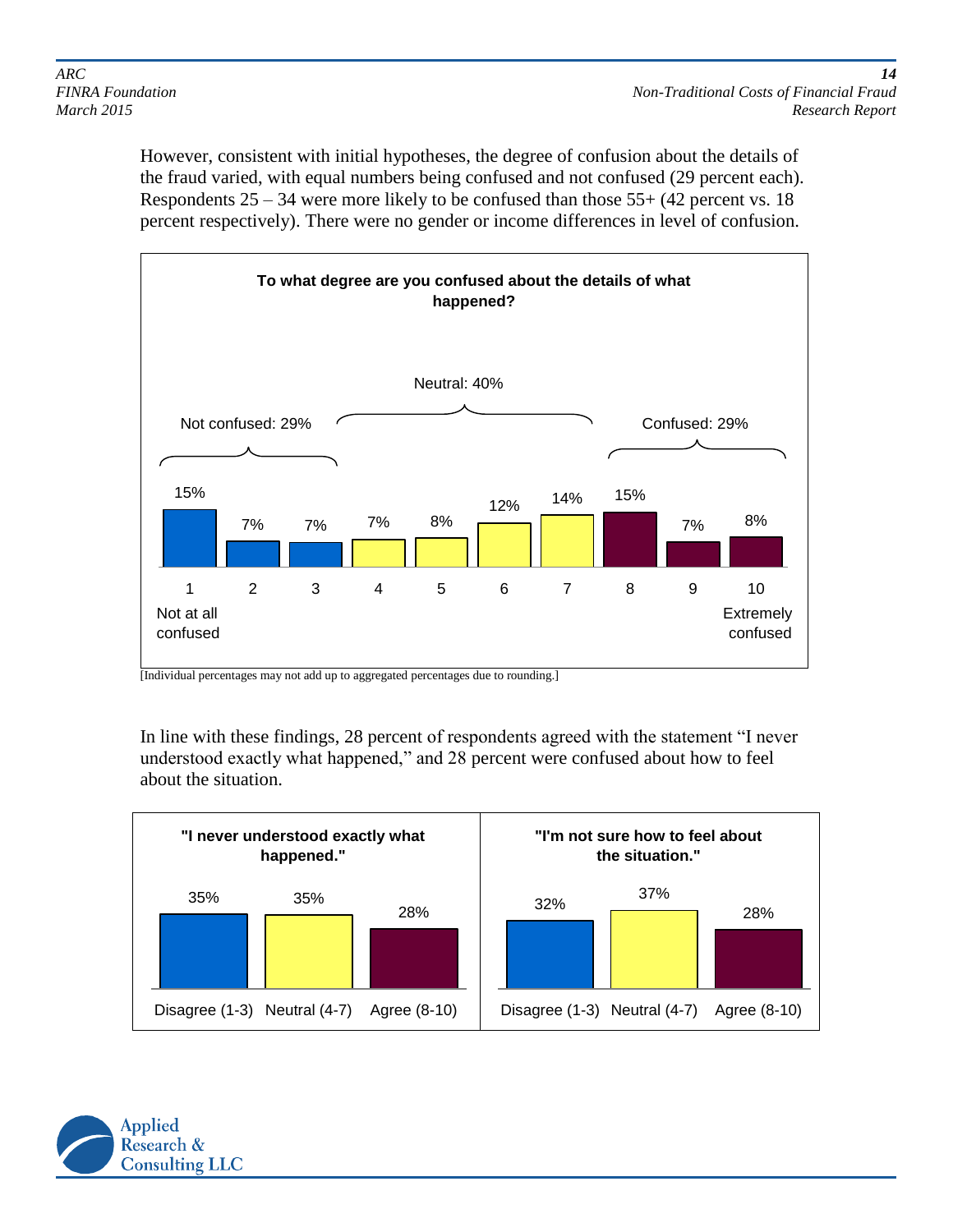However, consistent with initial hypotheses, the degree of confusion about the details of the fraud varied, with equal numbers being confused and not confused (29 percent each). Respondents 25 – 34 were more likely to be confused than those 55+ (42 percent vs. 18 percent respectively). There were no gender or income differences in level of confusion.

**To what degree are you confused about the details of what happened?**

| 1 Not at all confused | 2 | 3 | 4 | 5 | 6 | 7 | 8 | 9 | 10 Extremely confused |
|---|---|---|---|---|---|---|---|---|---|
| 15% | 7% | 7% | 7% | 8% | 12% | 14% | 15% | 7% | 8% |

Not confused: 29% (1–3); Neutral: 40% (4–7); Confused: 29% (8–10)

[Individual percentages may not add up to aggregated percentages due to rounding.]

In line with these findings, 28 percent of respondents agreed with the statement “I never understood exactly what happened,” and 28 percent were confused about how to feel about the situation.

| Statement | Disagree (1-3) | Neutral (4-7) | Agree (8-10) |
|---|---|---|---|
| "I never understood exactly what happened." | 35% | 35% | 28% |
| "I'm not sure how to feel about the situation." | 32% | 37% | 28% |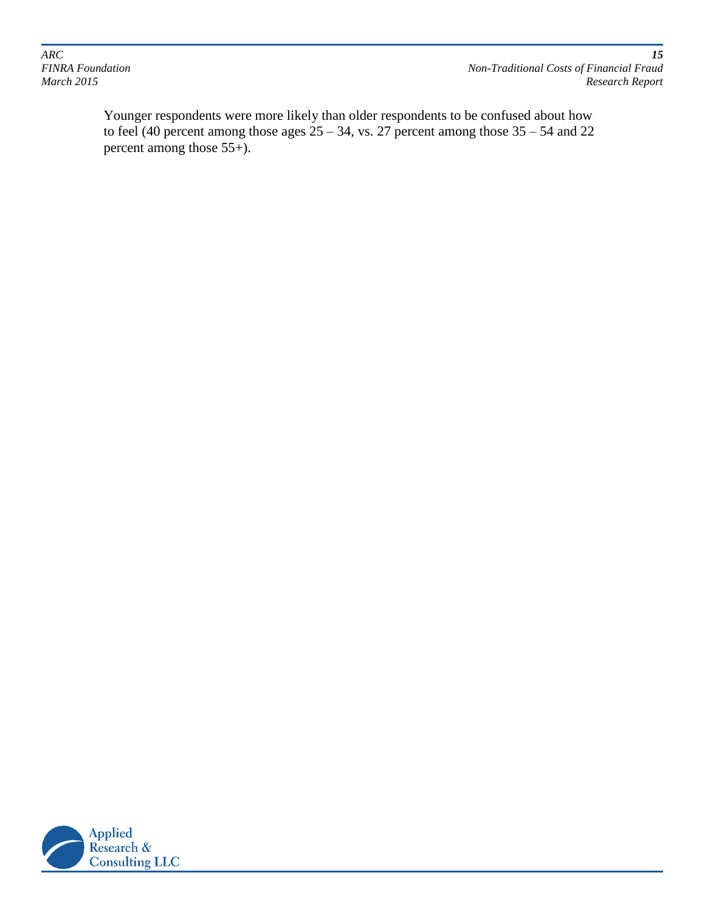Younger respondents were more likely than older respondents to be confused about how to feel (40 percent among those ages 25 – 34, vs. 27 percent among those 35 – 54 and 22 percent among those 55+).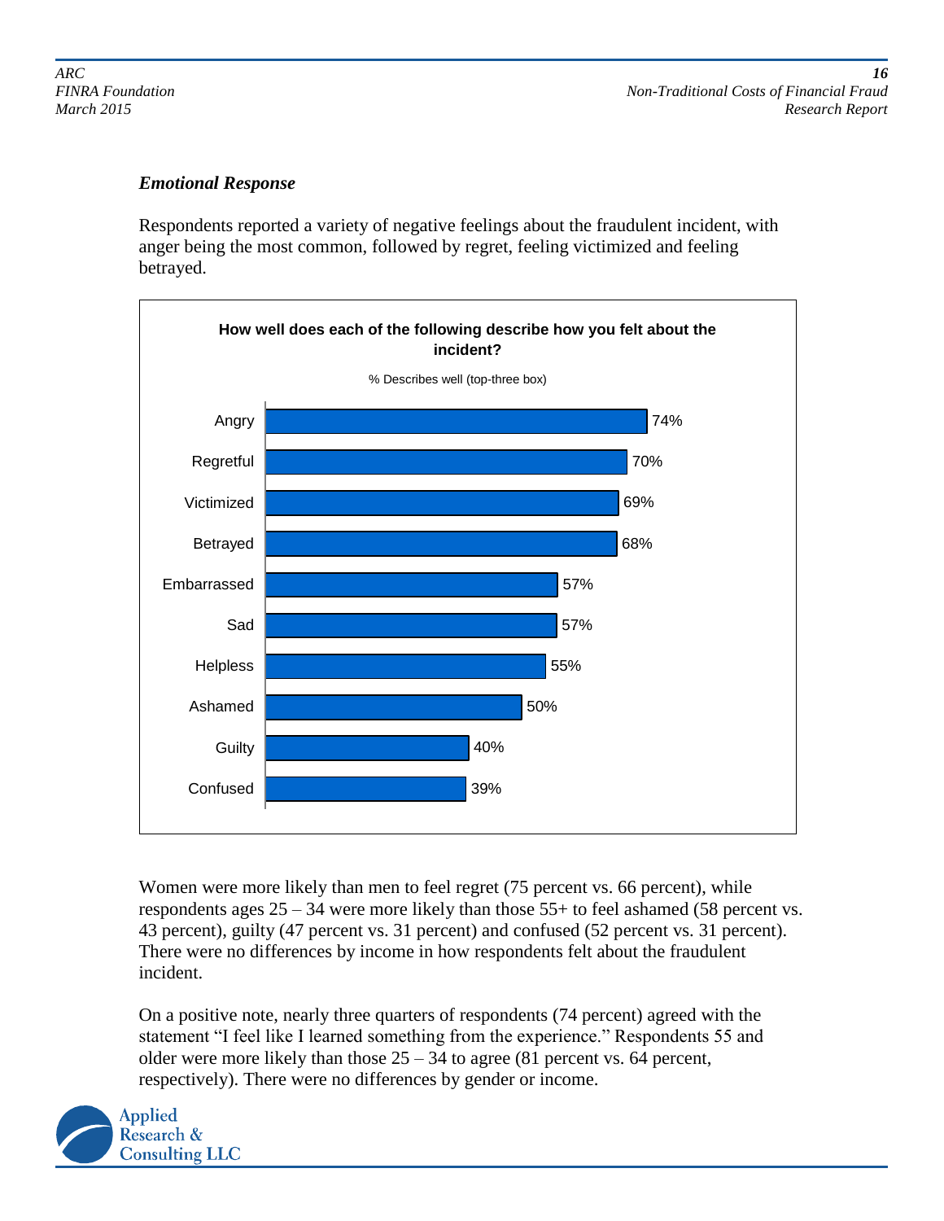### *Emotional Response*

Respondents reported a variety of negative feelings about the fraudulent incident, with anger being the most common, followed by regret, feeling victimized and feeling betrayed.

**How well does each of the following describe how you felt about the incident?**

% Describes well (top-three box)

| Feeling | % |
|---|---|
| Angry | 74% |
| Regretful | 70% |
| Victimized | 69% |
| Betrayed | 68% |
| Embarrassed | 57% |
| Sad | 57% |
| Helpless | 55% |
| Ashamed | 50% |
| Guilty | 40% |
| Confused | 39% |

Women were more likely than men to feel regret (75 percent vs. 66 percent), while respondents ages 25 – 34 were more likely than those 55+ to feel ashamed (58 percent vs. 43 percent), guilty (47 percent vs. 31 percent) and confused (52 percent vs. 31 percent). There were no differences by income in how respondents felt about the fraudulent incident.

On a positive note, nearly three quarters of respondents (74 percent) agreed with the statement "I feel like I learned something from the experience." Respondents 55 and older were more likely than those 25 – 34 to agree (81 percent vs. 64 percent, respectively). There were no differences by gender or income.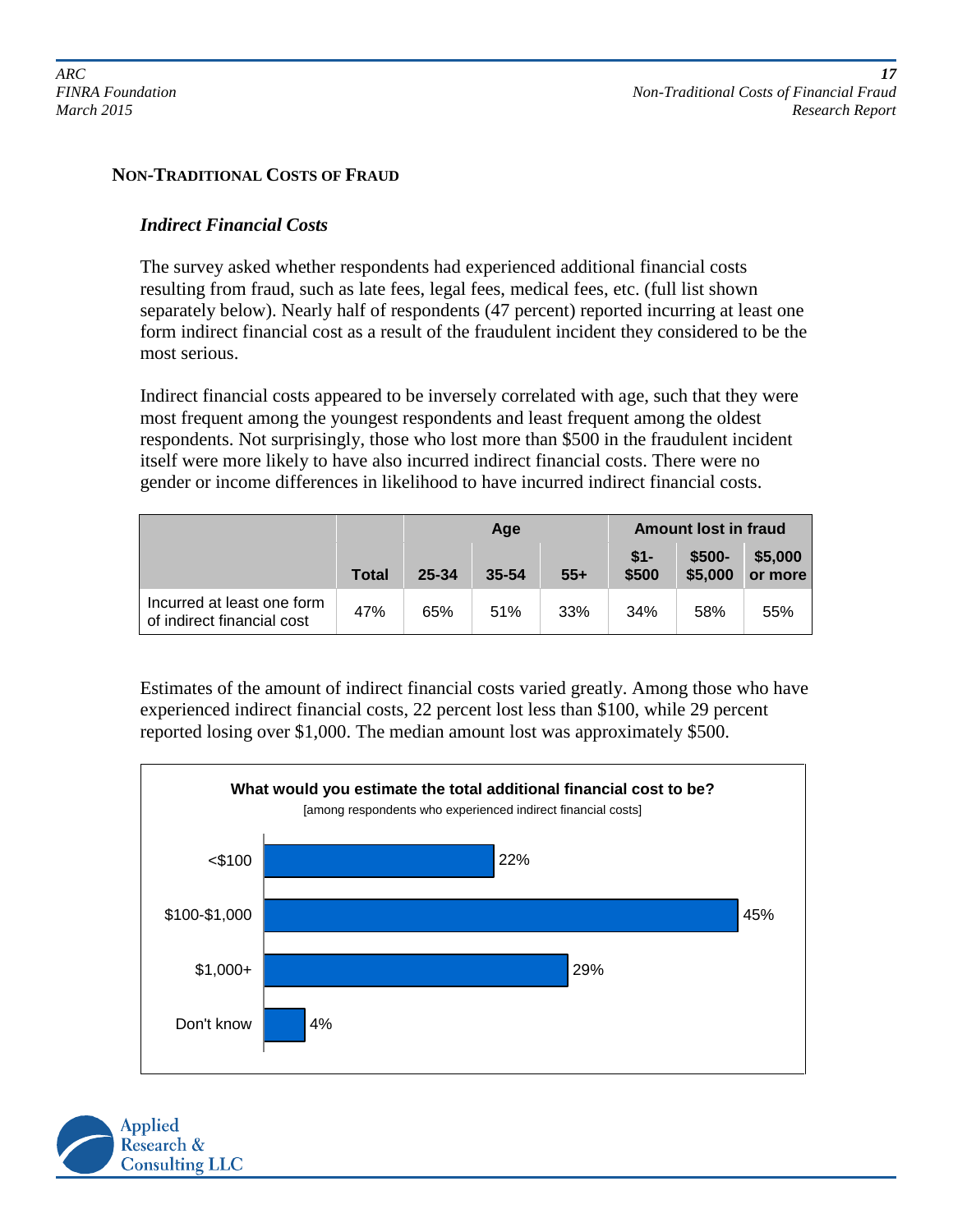## NON-TRADITIONAL COSTS OF FRAUD

### *Indirect Financial Costs*

The survey asked whether respondents had experienced additional financial costs resulting from fraud, such as late fees, legal fees, medical fees, etc. (full list shown separately below). Nearly half of respondents (47 percent) reported incurring at least one form indirect financial cost as a result of the fraudulent incident they considered to be the most serious.

Indirect financial costs appeared to be inversely correlated with age, such that they were most frequent among the youngest respondents and least frequent among the oldest respondents. Not surprisingly, those who lost more than $500 in the fraudulent incident itself were more likely to have also incurred indirect financial costs. There were no gender or income differences in likelihood to have incurred indirect financial costs.

| | | Age | | | Amount lost in fraud | | |
|---|---|---|---|---|---|---|---|
| | **Total** | **25-34** | **35-54** | **55+** | **$1-$500** | **$500-$5,000** | **$5,000 or more** |
| Incurred at least one form of indirect financial cost | 47% | 65% | 51% | 33% | 34% | 58% | 55% |

Estimates of the amount of indirect financial costs varied greatly. Among those who have experienced indirect financial costs, 22 percent lost less than $100, while 29 percent reported losing over $1,000. The median amount lost was approximately $500.

**What would you estimate the total additional financial cost to be?**
[among respondents who experienced indirect financial costs]

| | |
|---|---|
| <$100 | 22% |
| $100-$1,000 | 45% |
| $1,000+ | 29% |
| Don't know | 4% |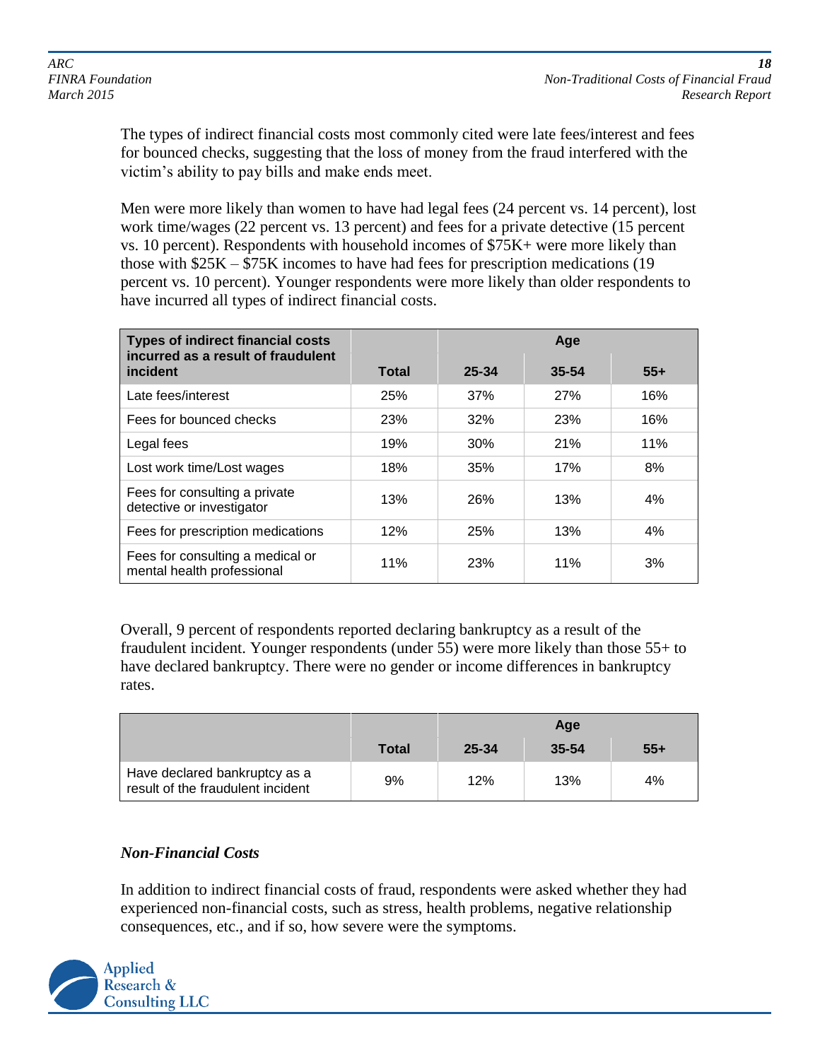The types of indirect financial costs most commonly cited were late fees/interest and fees for bounced checks, suggesting that the loss of money from the fraud interfered with the victim's ability to pay bills and make ends meet.

Men were more likely than women to have had legal fees (24 percent vs. 14 percent), lost work time/wages (22 percent vs. 13 percent) and fees for a private detective (15 percent vs. 10 percent). Respondents with household incomes of $75K+ were more likely than those with $25K – $75K incomes to have had fees for prescription medications (19 percent vs. 10 percent). Younger respondents were more likely than older respondents to have incurred all types of indirect financial costs.

| Types of indirect financial costs incurred as a result of fraudulent incident | | Age | | |
|---|---|---|---|---|
| | Total | 25-34 | 35-54 | 55+ |
| Late fees/interest | 25% | 37% | 27% | 16% |
| Fees for bounced checks | 23% | 32% | 23% | 16% |
| Legal fees | 19% | 30% | 21% | 11% |
| Lost work time/Lost wages | 18% | 35% | 17% | 8% |
| Fees for consulting a private detective or investigator | 13% | 26% | 13% | 4% |
| Fees for prescription medications | 12% | 25% | 13% | 4% |
| Fees for consulting a medical or mental health professional | 11% | 23% | 11% | 3% |

Overall, 9 percent of respondents reported declaring bankruptcy as a result of the fraudulent incident. Younger respondents (under 55) were more likely than those 55+ to have declared bankruptcy. There were no gender or income differences in bankruptcy rates.

| | | Age | | |
|---|---|---|---|---|
| | Total | 25-34 | 35-54 | 55+ |
| Have declared bankruptcy as a result of the fraudulent incident | 9% | 12% | 13% | 4% |

### *Non-Financial Costs*

In addition to indirect financial costs of fraud, respondents were asked whether they had experienced non-financial costs, such as stress, health problems, negative relationship consequences, etc., and if so, how severe were the symptoms.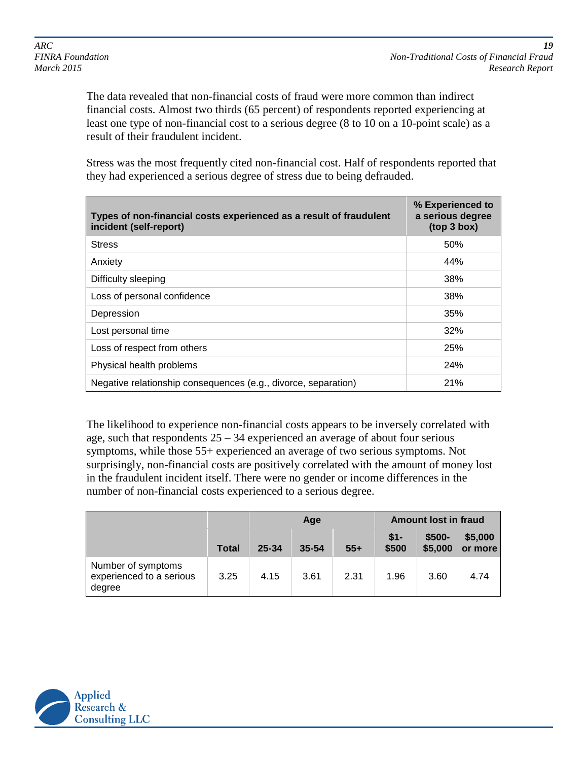The data revealed that non-financial costs of fraud were more common than indirect financial costs. Almost two thirds (65 percent) of respondents reported experiencing at least one type of non-financial cost to a serious degree (8 to 10 on a 10-point scale) as a result of their fraudulent incident.

Stress was the most frequently cited non-financial cost. Half of respondents reported that they had experienced a serious degree of stress due to being defrauded.

| Types of non-financial costs experienced as a result of fraudulent incident (self-report) | % Experienced to a serious degree (top 3 box) |
|---|---|
| Stress | 50% |
| Anxiety | 44% |
| Difficulty sleeping | 38% |
| Loss of personal confidence | 38% |
| Depression | 35% |
| Lost personal time | 32% |
| Loss of respect from others | 25% |
| Physical health problems | 24% |
| Negative relationship consequences (e.g., divorce, separation) | 21% |

The likelihood to experience non-financial costs appears to be inversely correlated with age, such that respondents 25 – 34 experienced an average of about four serious symptoms, while those 55+ experienced an average of two serious symptoms. Not surprisingly, non-financial costs are positively correlated with the amount of money lost in the fraudulent incident itself. There were no gender or income differences in the number of non-financial costs experienced to a serious degree.

| | | Age | | | Amount lost in fraud | | |
|---|---|---|---|---|---|---|---|
| | Total | 25-34 | 35-54 | 55+ | $1-$500 | $500-$5,000 | $5,000 or more |
| Number of symptoms experienced to a serious degree | 3.25 | 4.15 | 3.61 | 2.31 | 1.96 | 3.60 | 4.74 |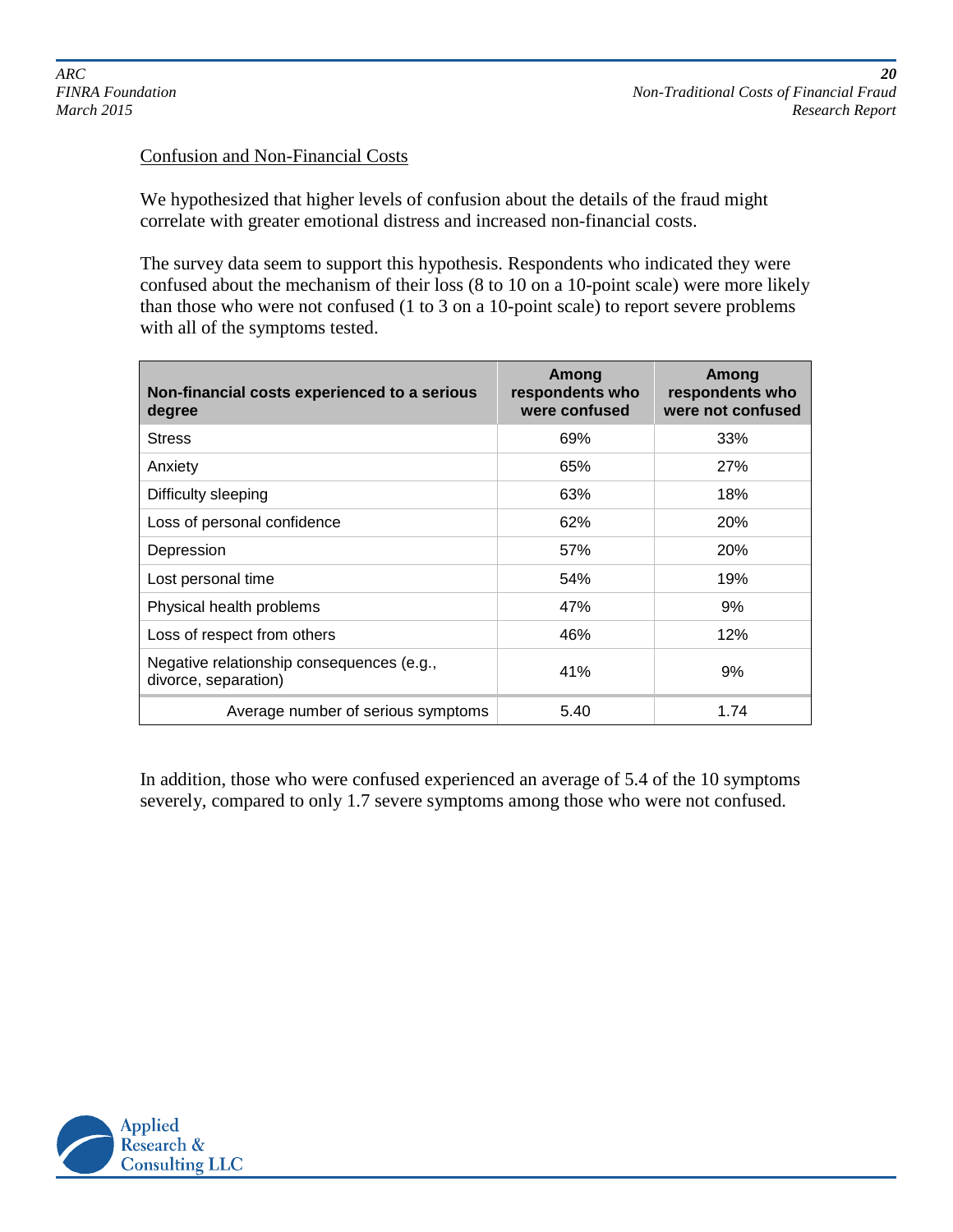## Confusion and Non-Financial Costs

We hypothesized that higher levels of confusion about the details of the fraud might correlate with greater emotional distress and increased non-financial costs.

The survey data seem to support this hypothesis. Respondents who indicated they were confused about the mechanism of their loss (8 to 10 on a 10-point scale) were more likely than those who were not confused (1 to 3 on a 10-point scale) to report severe problems with all of the symptoms tested.

| Non-financial costs experienced to a serious degree | Among respondents who were confused | Among respondents who were not confused |
|---|---|---|
| Stress | 69% | 33% |
| Anxiety | 65% | 27% |
| Difficulty sleeping | 63% | 18% |
| Loss of personal confidence | 62% | 20% |
| Depression | 57% | 20% |
| Lost personal time | 54% | 19% |
| Physical health problems | 47% | 9% |
| Loss of respect from others | 46% | 12% |
| Negative relationship consequences (e.g., divorce, separation) | 41% | 9% |
| Average number of serious symptoms | 5.40 | 1.74 |

In addition, those who were confused experienced an average of 5.4 of the 10 symptoms severely, compared to only 1.7 severe symptoms among those who were not confused.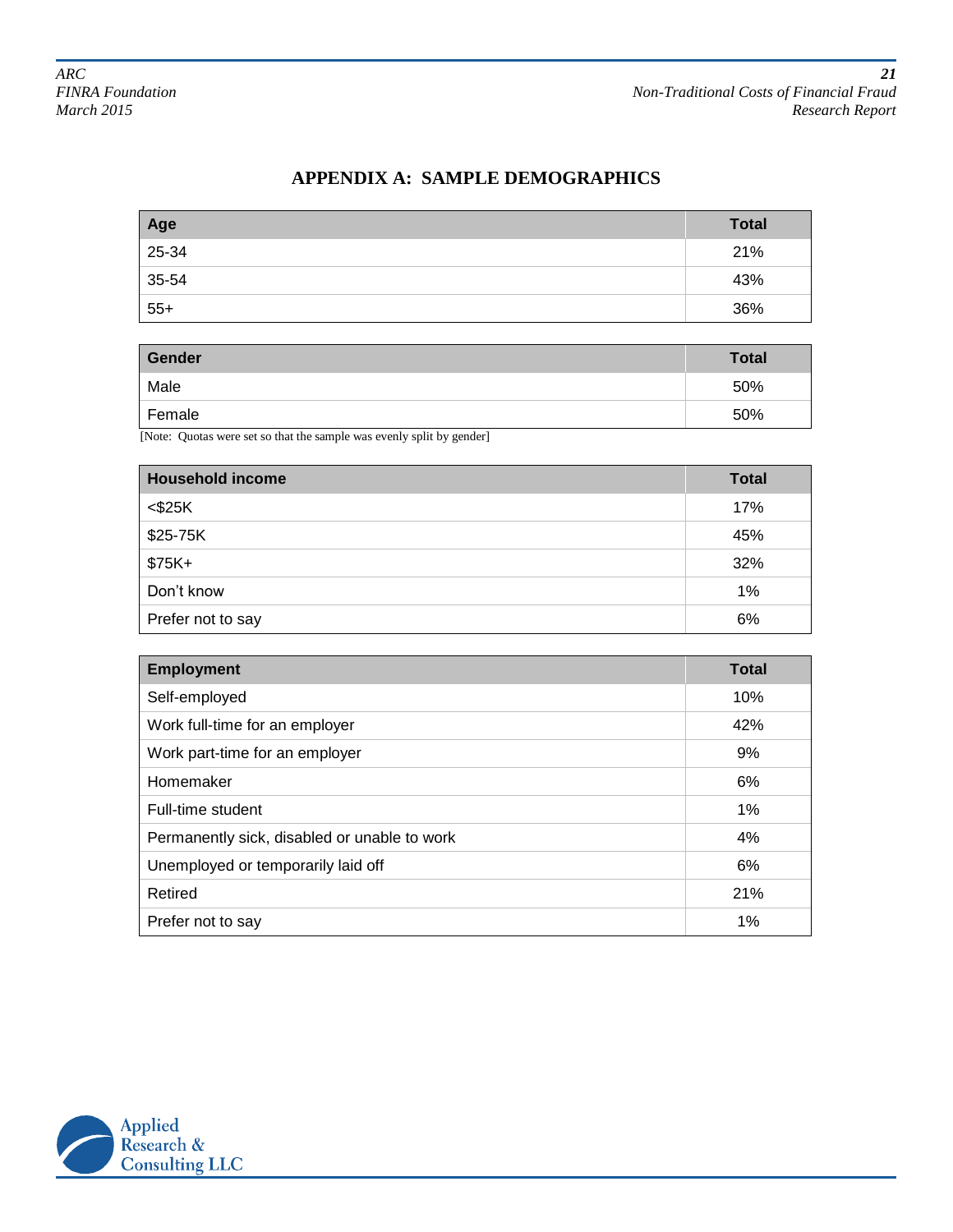## APPENDIX A: SAMPLE DEMOGRAPHICS

| Age | Total |
|---|---|
| 25-34 | 21% |
| 35-54 | 43% |
| 55+ | 36% |

| Gender | Total |
|---|---|
| Male | 50% |
| Female | 50% |

[Note: Quotas were set so that the sample was evenly split by gender]

| Household income | Total |
|---|---|
| <$25K | 17% |
| $25-75K | 45% |
| $75K+ | 32% |
| Don't know | 1% |
| Prefer not to say | 6% |

| Employment | Total |
|---|---|
| Self-employed | 10% |
| Work full-time for an employer | 42% |
| Work part-time for an employer | 9% |
| Homemaker | 6% |
| Full-time student | 1% |
| Permanently sick, disabled or unable to work | 4% |
| Unemployed or temporarily laid off | 6% |
| Retired | 21% |
| Prefer not to say | 1% |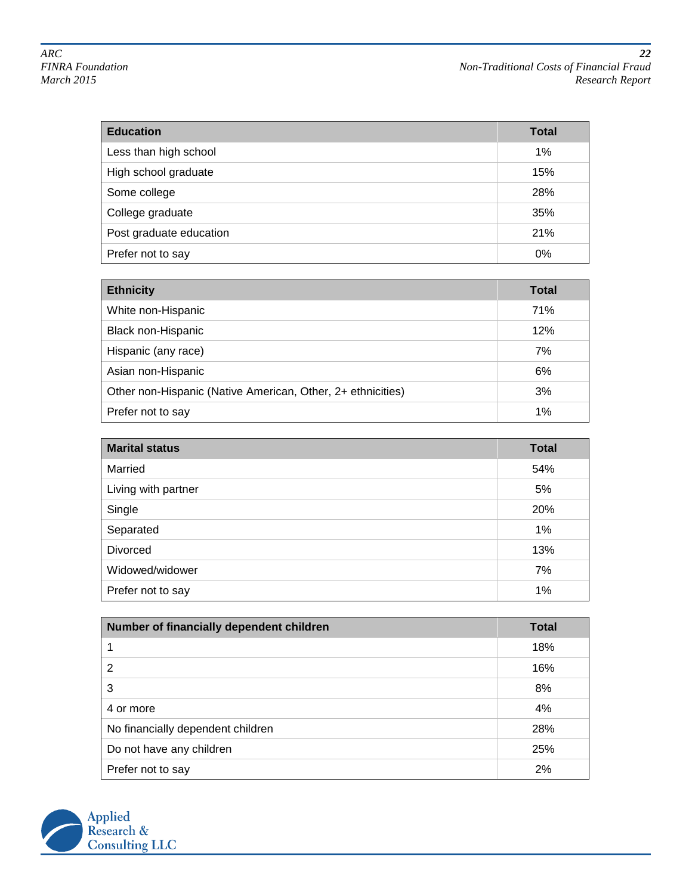| Education | Total |
|---|---|
| Less than high school | 1% |
| High school graduate | 15% |
| Some college | 28% |
| College graduate | 35% |
| Post graduate education | 21% |
| Prefer not to say | 0% |

| Ethnicity | Total |
|---|---|
| White non-Hispanic | 71% |
| Black non-Hispanic | 12% |
| Hispanic (any race) | 7% |
| Asian non-Hispanic | 6% |
| Other non-Hispanic (Native American, Other, 2+ ethnicities) | 3% |
| Prefer not to say | 1% |

| Marital status | Total |
|---|---|
| Married | 54% |
| Living with partner | 5% |
| Single | 20% |
| Separated | 1% |
| Divorced | 13% |
| Widowed/widower | 7% |
| Prefer not to say | 1% |

| Number of financially dependent children | Total |
|---|---|
| 1 | 18% |
| 2 | 16% |
| 3 | 8% |
| 4 or more | 4% |
| No financially dependent children | 28% |
| Do not have any children | 25% |
| Prefer not to say | 2% |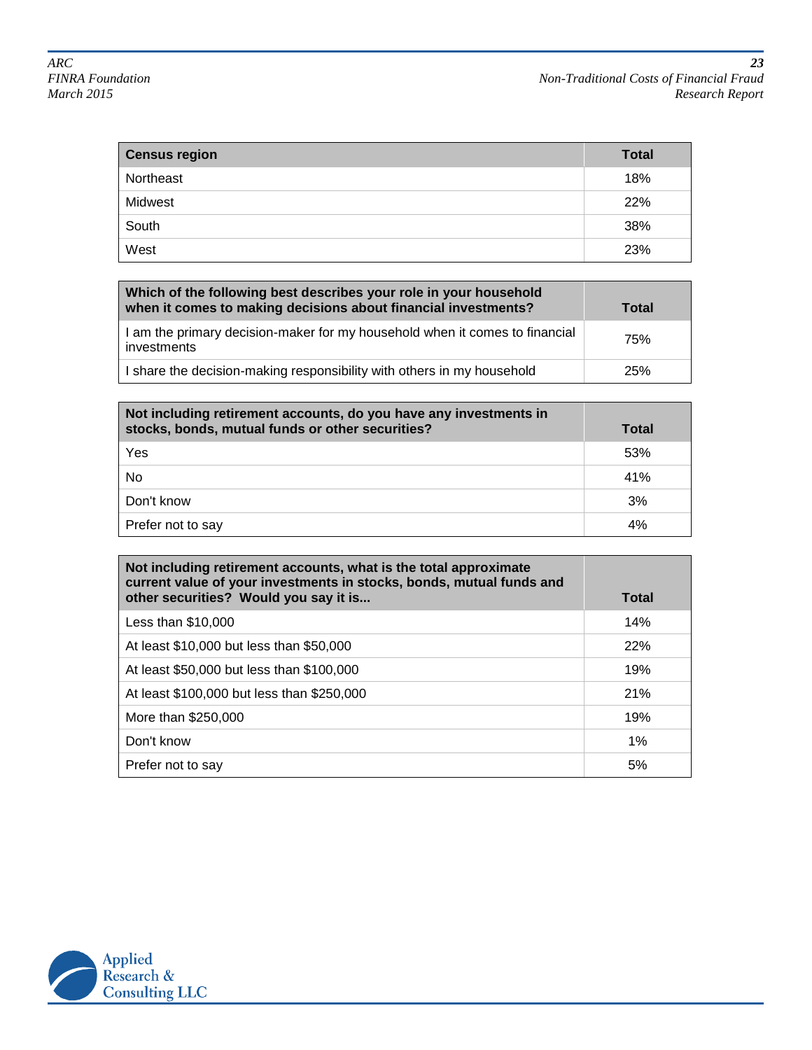| Census region | Total |
|---|---|
| Northeast | 18% |
| Midwest | 22% |
| South | 38% |
| West | 23% |

| Which of the following best describes your role in your household when it comes to making decisions about financial investments? | Total |
|---|---|
| I am the primary decision-maker for my household when it comes to financial investments | 75% |
| I share the decision-making responsibility with others in my household | 25% |

| Not including retirement accounts, do you have any investments in stocks, bonds, mutual funds or other securities? | Total |
|---|---|
| Yes | 53% |
| No | 41% |
| Don't know | 3% |
| Prefer not to say | 4% |

| Not including retirement accounts, what is the total approximate current value of your investments in stocks, bonds, mutual funds and other securities? Would you say it is... | Total |
|---|---|
| Less than $10,000 | 14% |
| At least $10,000 but less than $50,000 | 22% |
| At least $50,000 but less than $100,000 | 19% |
| At least $100,000 but less than $250,000 | 21% |
| More than $250,000 | 19% |
| Don't know | 1% |
| Prefer not to say | 5% |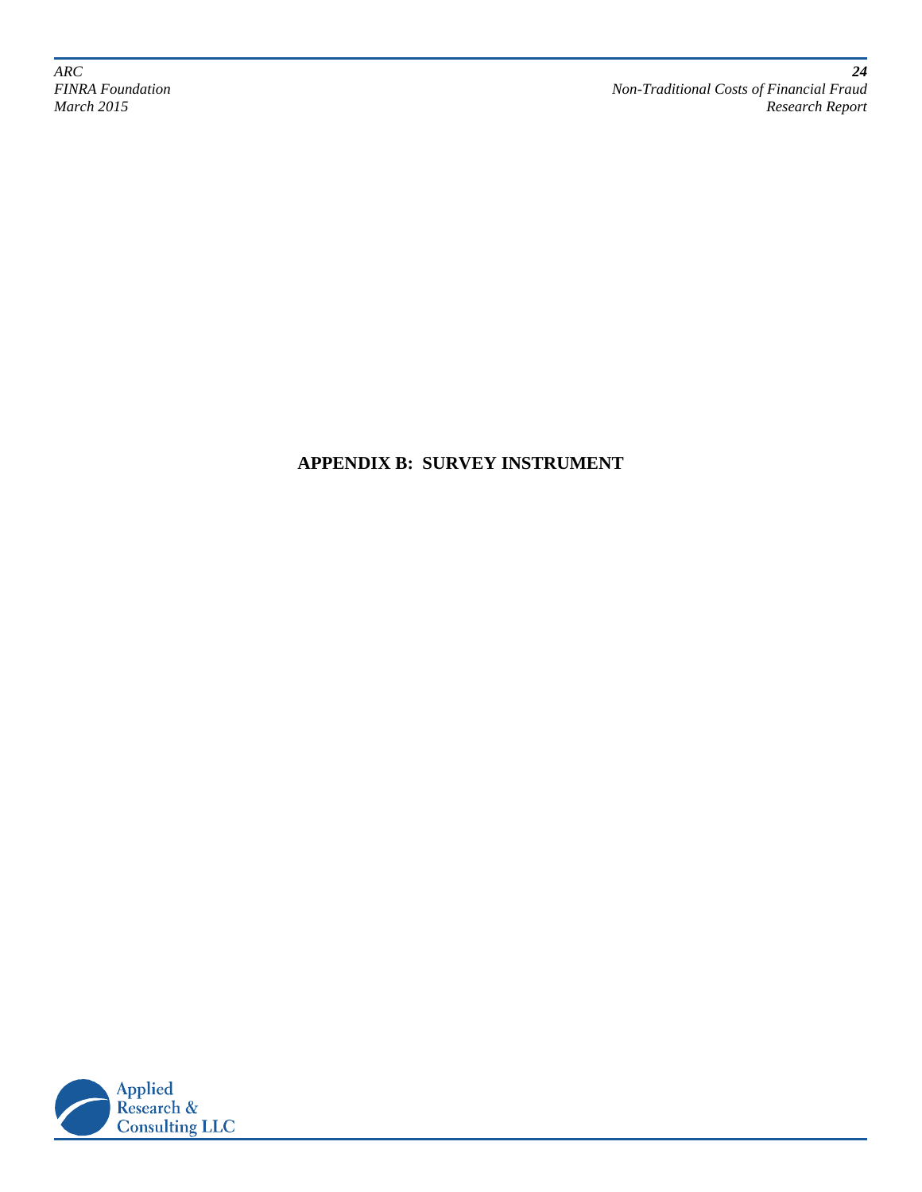# APPENDIX B: SURVEY INSTRUMENT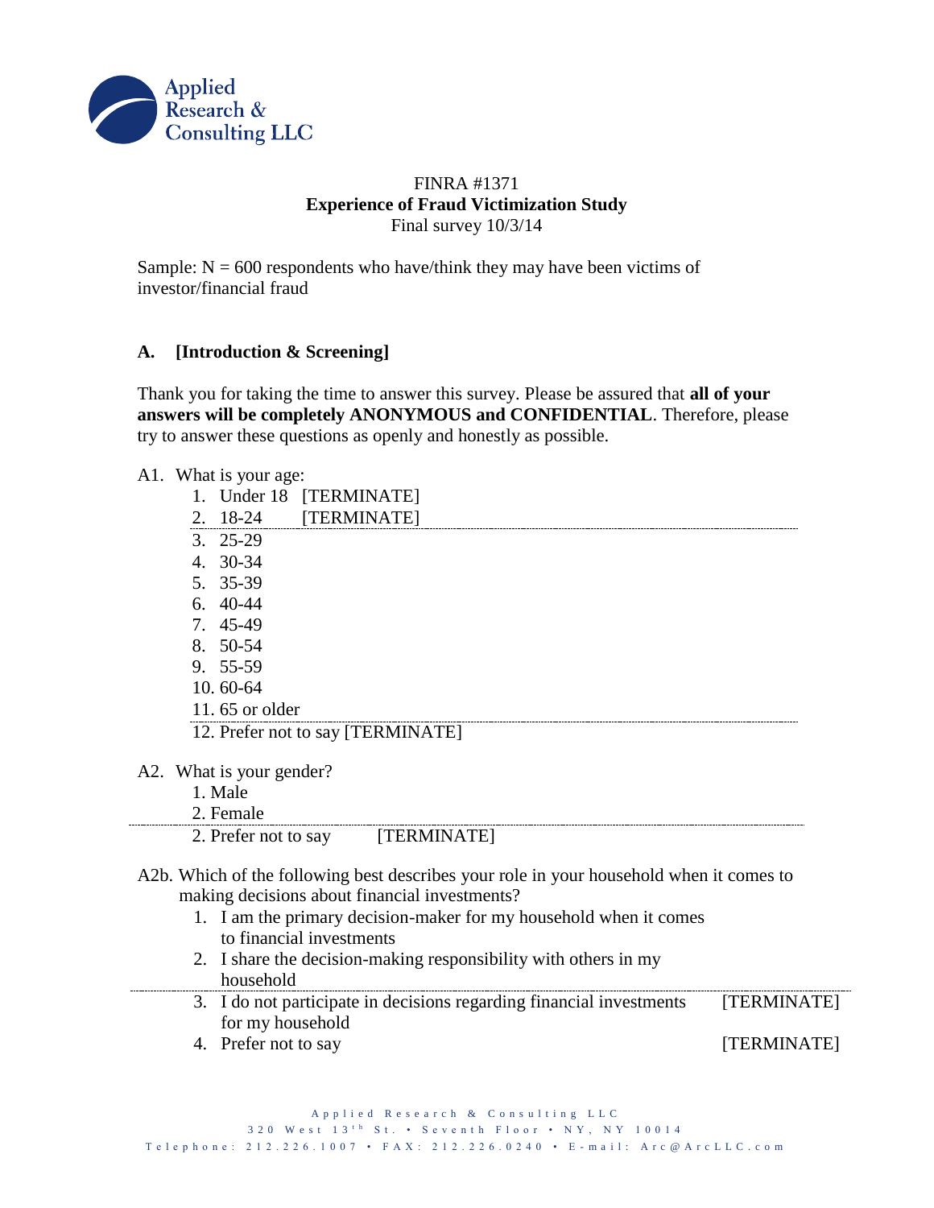Applied Research & Consulting LLC

FINRA #1371
**Experience of Fraud Victimization Study**
Final survey 10/3/14

Sample: N = 600 respondents who have/think they may have been victims of investor/financial fraud

## A. [Introduction & Screening]

Thank you for taking the time to answer this survey. Please be assured that **all of your answers will be completely ANONYMOUS and CONFIDENTIAL**. Therefore, please try to answer these questions as openly and honestly as possible.

A1. What is your age:

1. Under 18 [TERMINATE]
2. 18-24 [TERMINATE]

---

3. 25-29
4. 30-34
5. 35-39
6. 40-44
7. 45-49
8. 50-54
9. 55-59
10. 60-64
11. 65 or older

---

12. Prefer not to say [TERMINATE]

A2. What is your gender?

1. Male
2. Female

---

2. Prefer not to say [TERMINATE]

A2b. Which of the following best describes your role in your household when it comes to making decisions about financial investments?

1. I am the primary decision-maker for my household when it comes to financial investments
2. I share the decision-making responsibility with others in my household

---

3. I do not participate in decisions regarding financial investments for my household [TERMINATE]
4. Prefer not to say [TERMINATE]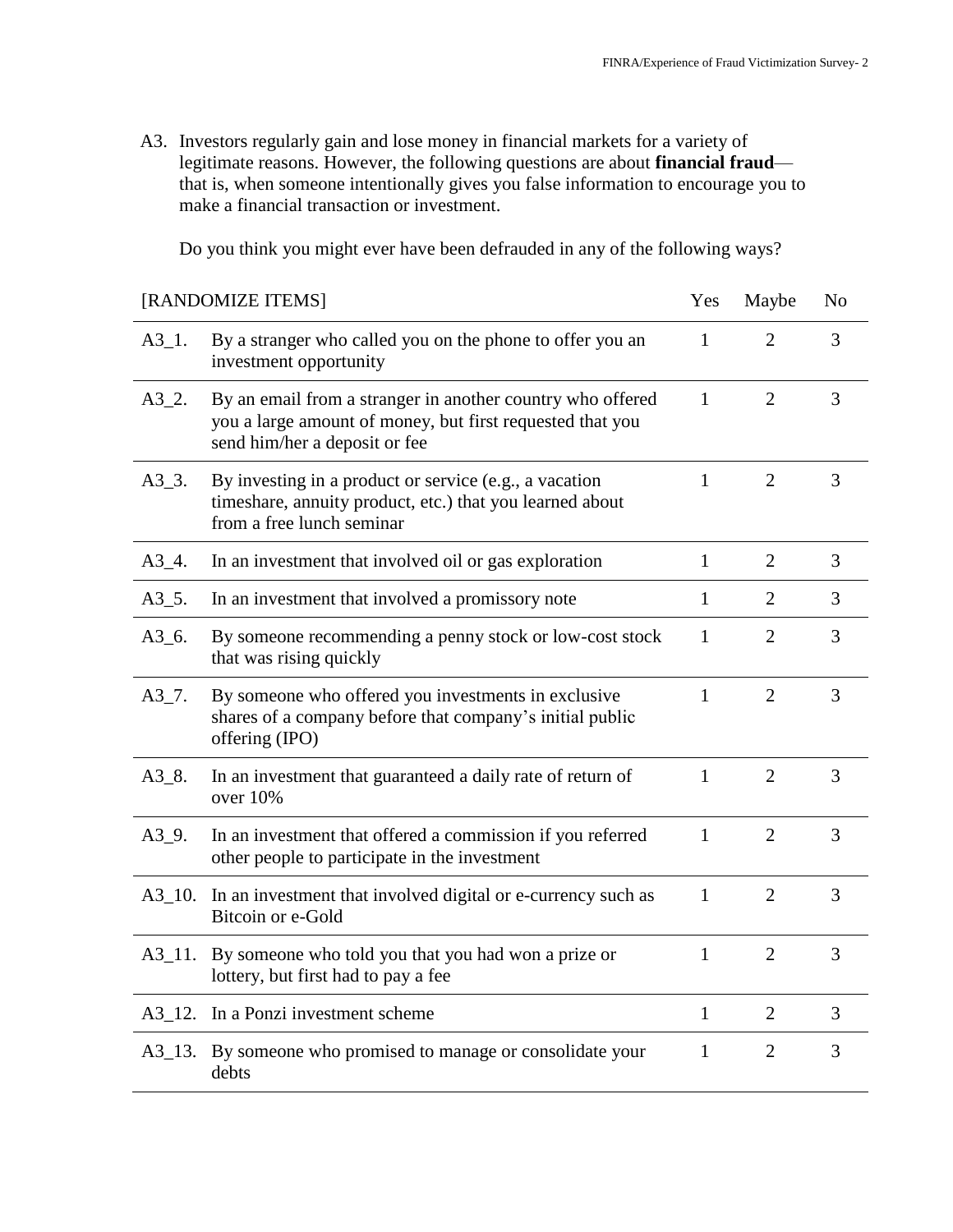A3. Investors regularly gain and lose money in financial markets for a variety of legitimate reasons. However, the following questions are about **financial fraud**—that is, when someone intentionally gives you false information to encourage you to make a financial transaction or investment.

Do you think you might ever have been defrauded in any of the following ways?

| [RANDOMIZE ITEMS] | | Yes | Maybe | No |
|---|---|---|---|---|
| A3_1. | By a stranger who called you on the phone to offer you an investment opportunity | 1 | 2 | 3 |
| A3_2. | By an email from a stranger in another country who offered you a large amount of money, but first requested that you send him/her a deposit or fee | 1 | 2 | 3 |
| A3_3. | By investing in a product or service (e.g., a vacation timeshare, annuity product, etc.) that you learned about from a free lunch seminar | 1 | 2 | 3 |
| A3_4. | In an investment that involved oil or gas exploration | 1 | 2 | 3 |
| A3_5. | In an investment that involved a promissory note | 1 | 2 | 3 |
| A3_6. | By someone recommending a penny stock or low-cost stock that was rising quickly | 1 | 2 | 3 |
| A3_7. | By someone who offered you investments in exclusive shares of a company before that company's initial public offering (IPO) | 1 | 2 | 3 |
| A3_8. | In an investment that guaranteed a daily rate of return of over 10% | 1 | 2 | 3 |
| A3_9. | In an investment that offered a commission if you referred other people to participate in the investment | 1 | 2 | 3 |
| A3_10. | In an investment that involved digital or e-currency such as Bitcoin or e-Gold | 1 | 2 | 3 |
| A3_11. | By someone who told you that you had won a prize or lottery, but first had to pay a fee | 1 | 2 | 3 |
| A3_12. | In a Ponzi investment scheme | 1 | 2 | 3 |
| A3_13. | By someone who promised to manage or consolidate your debts | 1 | 2 | 3 |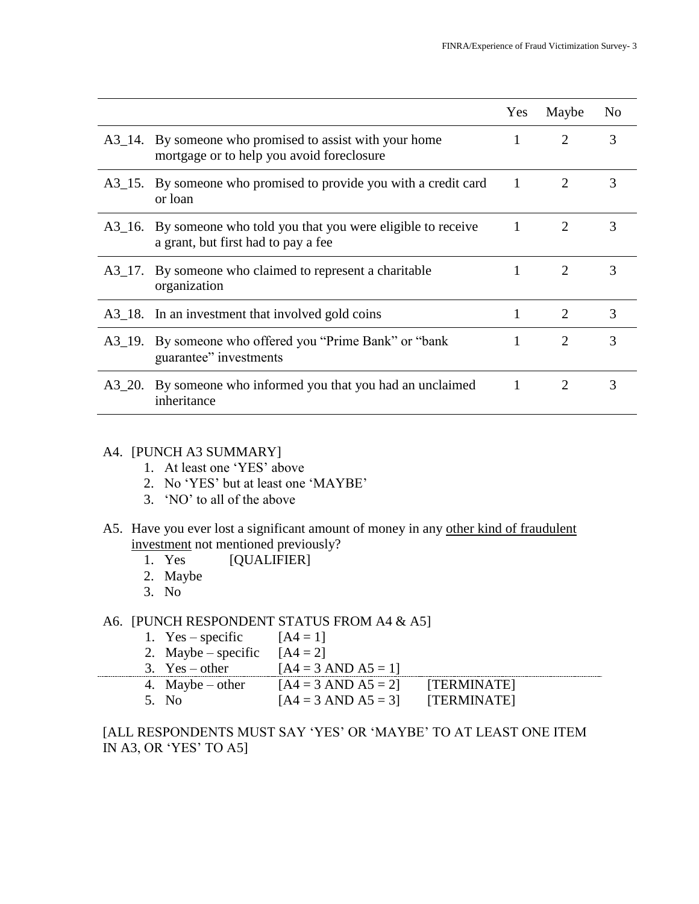| | Yes | Maybe | No |
|---|---|---|---|
| A3_14. By someone who promised to assist with your home mortgage or to help you avoid foreclosure | 1 | 2 | 3 |
| A3_15. By someone who promised to provide you with a credit card or loan | 1 | 2 | 3 |
| A3_16. By someone who told you that you were eligible to receive a grant, but first had to pay a fee | 1 | 2 | 3 |
| A3_17. By someone who claimed to represent a charitable organization | 1 | 2 | 3 |
| A3_18. In an investment that involved gold coins | 1 | 2 | 3 |
| A3_19. By someone who offered you "Prime Bank" or "bank guarantee" investments | 1 | 2 | 3 |
| A3_20. By someone who informed you that you had an unclaimed inheritance | 1 | 2 | 3 |

A4. [PUNCH A3 SUMMARY]

1. At least one 'YES' above
2. No 'YES' but at least one 'MAYBE'
3. 'NO' to all of the above

A5. Have you ever lost a significant amount of money in any <u>other kind of fraudulent investment</u> not mentioned previously?

1. Yes [QUALIFIER]
2. Maybe
3. No

A6. [PUNCH RESPONDENT STATUS FROM A4 & A5]

1. Yes – specific [A4 = 1]
2. Maybe – specific [A4 = 2]
3. Yes – other [A4 = 3 AND A5 = 1]

---

4. Maybe – other [A4 = 3 AND A5 = 2] [TERMINATE]
5. No [A4 = 3 AND A5 = 3] [TERMINATE]

[ALL RESPONDENTS MUST SAY 'YES' OR 'MAYBE' TO AT LEAST ONE ITEM IN A3, OR 'YES' TO A5]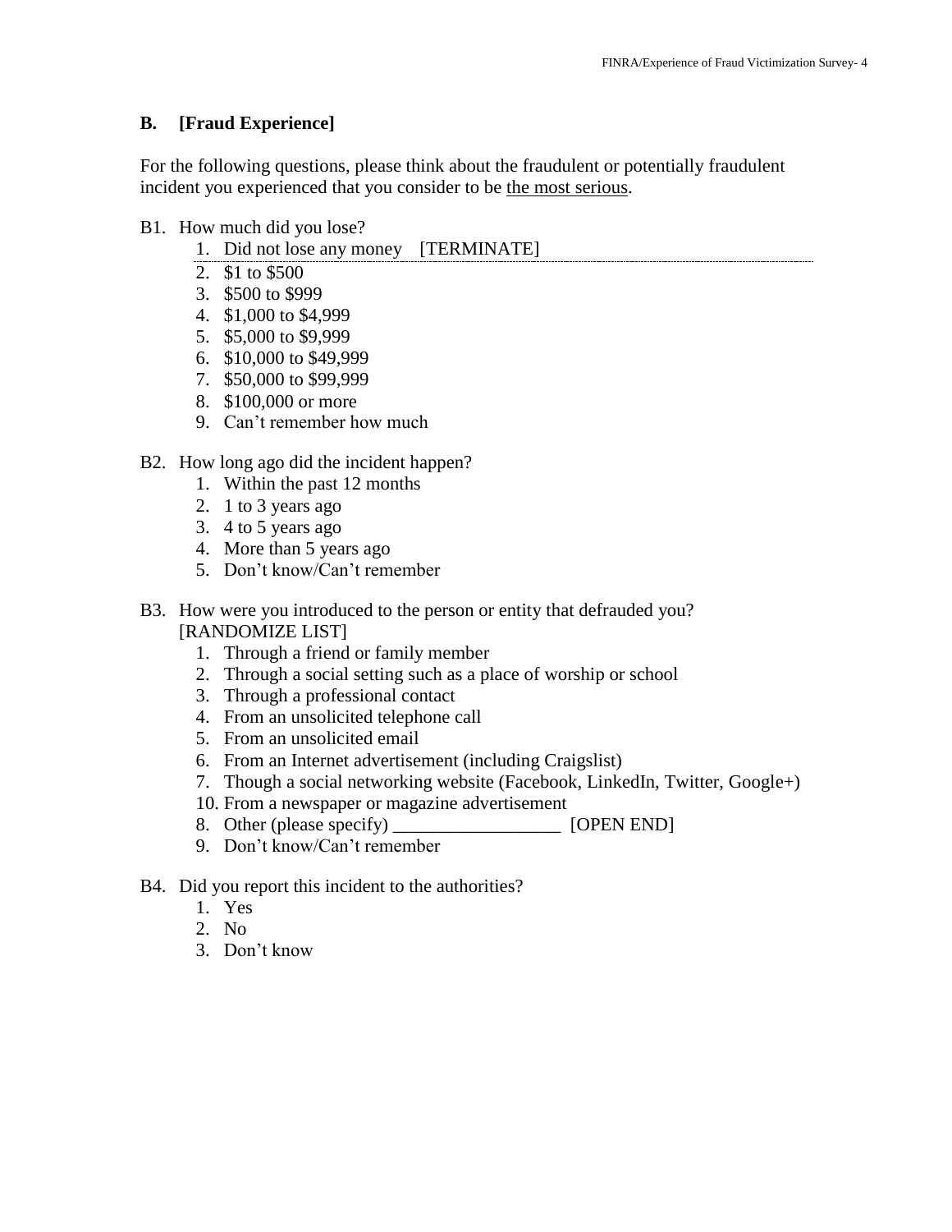## B. [Fraud Experience]

For the following questions, please think about the fraudulent or potentially fraudulent incident you experienced that you consider to be <u>the most serious</u>.

B1. How much did you lose?

1. Did not lose any money [TERMINATE]
2. $1 to $500
3. $500 to $999
4. $1,000 to $4,999
5. $5,000 to $9,999
6. $10,000 to $49,999
7. $50,000 to $99,999
8. $100,000 or more
9. Can't remember how much

B2. How long ago did the incident happen?

1. Within the past 12 months
2. 1 to 3 years ago
3. 4 to 5 years ago
4. More than 5 years ago
5. Don't know/Can't remember

B3. How were you introduced to the person or entity that defrauded you? [RANDOMIZE LIST]

1. Through a friend or family member
2. Through a social setting such as a place of worship or school
3. Through a professional contact
4. From an unsolicited telephone call
5. From an unsolicited email
6. From an Internet advertisement (including Craigslist)
7. Though a social networking website (Facebook, LinkedIn, Twitter, Google+)

10. From a newspaper or magazine advertisement

8. Other (please specify) __________________ [OPEN END]
9. Don't know/Can't remember

B4. Did you report this incident to the authorities?

1. Yes
2. No
3. Don't know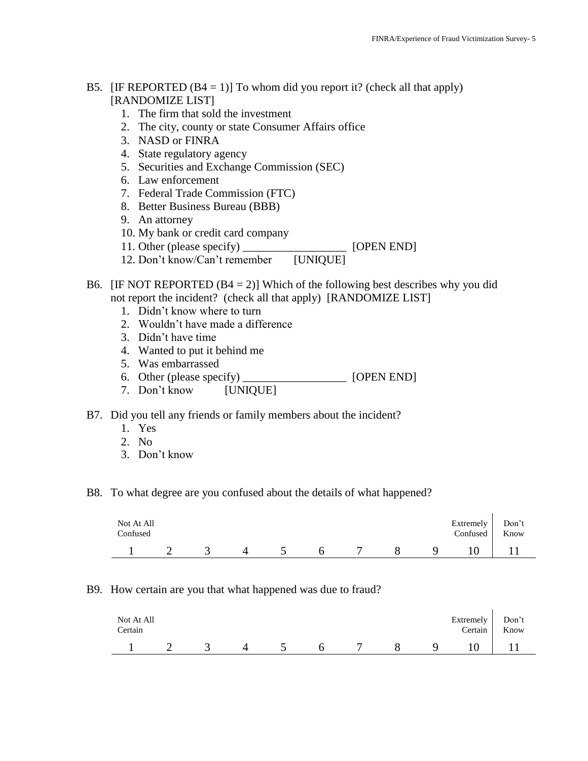B5. [IF REPORTED (B4 = 1)] To whom did you report it? (check all that apply) [RANDOMIZE LIST]

1. The firm that sold the investment
2. The city, county or state Consumer Affairs office
3. NASD or FINRA
4. State regulatory agency
5. Securities and Exchange Commission (SEC)
6. Law enforcement
7. Federal Trade Commission (FTC)
8. Better Business Bureau (BBB)
9. An attorney
10. My bank or credit card company
11. Other (please specify) __________________ [OPEN END]
12. Don't know/Can't remember [UNIQUE]

B6. [IF NOT REPORTED (B4 = 2)] Which of the following best describes why you did not report the incident? (check all that apply) [RANDOMIZE LIST]

1. Didn't know where to turn
2. Wouldn't have made a difference
3. Didn't have time
4. Wanted to put it behind me
5. Was embarrassed
6. Other (please specify) __________________ [OPEN END]
7. Don't know [UNIQUE]

B7. Did you tell any friends or family members about the incident?

1. Yes
2. No
3. Don't know

B8. To what degree are you confused about the details of what happened?

| Not At All Confused | | | | | | | | | Extremely Confused | Don't Know |
|---|---|---|---|---|---|---|---|---|---|---|
| 1 | 2 | 3 | 4 | 5 | 6 | 7 | 8 | 9 | 10 | 11 |

B9. How certain are you that what happened was due to fraud?

| Not At All Certain | | | | | | | | | Extremely Certain | Don't Know |
|---|---|---|---|---|---|---|---|---|---|---|
| 1 | 2 | 3 | 4 | 5 | 6 | 7 | 8 | 9 | 10 | 11 |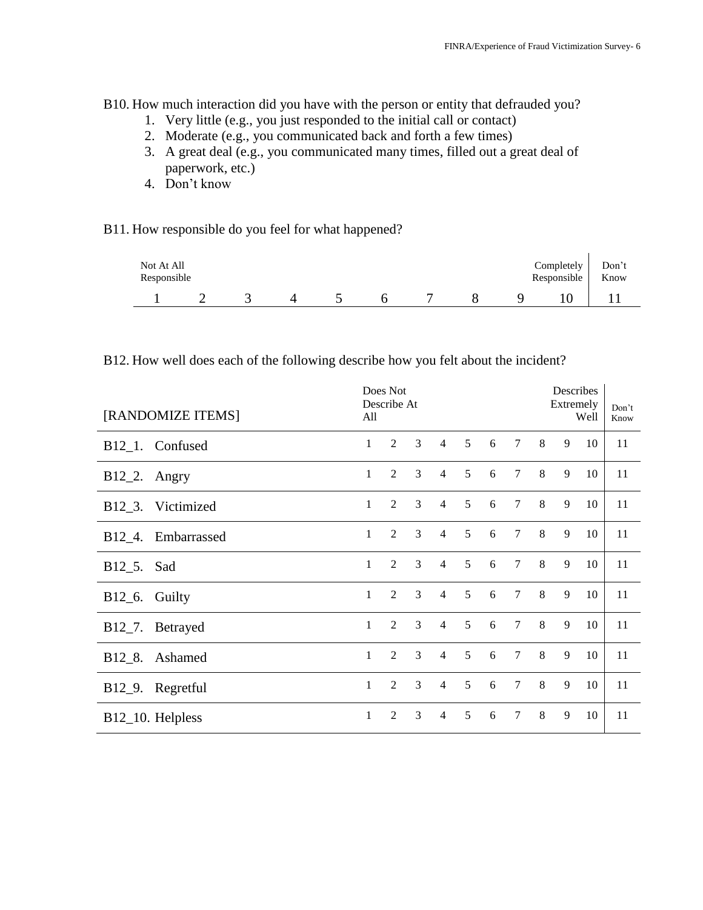B10. How much interaction did you have with the person or entity that defrauded you?

1. Very little (e.g., you just responded to the initial call or contact)
2. Moderate (e.g., you communicated back and forth a few times)
3. A great deal (e.g., you communicated many times, filled out a great deal of paperwork, etc.)
4. Don't know

B11. How responsible do you feel for what happened?

| Not At All Responsible | | | | | | | | | Completely Responsible | Don't Know |
|---|---|---|---|---|---|---|---|---|---|---|
| 1 | 2 | 3 | 4 | 5 | 6 | 7 | 8 | 9 | 10 | 11 |

B12. How well does each of the following describe how you felt about the incident?

| [RANDOMIZE ITEMS] | Does Not Describe At All | | | | | | | | | Describes Extremely Well | Don't Know |
|---|---|---|---|---|---|---|---|---|---|---|---|
| B12_1. Confused | 1 | 2 | 3 | 4 | 5 | 6 | 7 | 8 | 9 | 10 | 11 |
| B12_2. Angry | 1 | 2 | 3 | 4 | 5 | 6 | 7 | 8 | 9 | 10 | 11 |
| B12_3. Victimized | 1 | 2 | 3 | 4 | 5 | 6 | 7 | 8 | 9 | 10 | 11 |
| B12_4. Embarrassed | 1 | 2 | 3 | 4 | 5 | 6 | 7 | 8 | 9 | 10 | 11 |
| B12_5. Sad | 1 | 2 | 3 | 4 | 5 | 6 | 7 | 8 | 9 | 10 | 11 |
| B12_6. Guilty | 1 | 2 | 3 | 4 | 5 | 6 | 7 | 8 | 9 | 10 | 11 |
| B12_7. Betrayed | 1 | 2 | 3 | 4 | 5 | 6 | 7 | 8 | 9 | 10 | 11 |
| B12_8. Ashamed | 1 | 2 | 3 | 4 | 5 | 6 | 7 | 8 | 9 | 10 | 11 |
| B12_9. Regretful | 1 | 2 | 3 | 4 | 5 | 6 | 7 | 8 | 9 | 10 | 11 |
| B12_10. Helpless | 1 | 2 | 3 | 4 | 5 | 6 | 7 | 8 | 9 | 10 | 11 |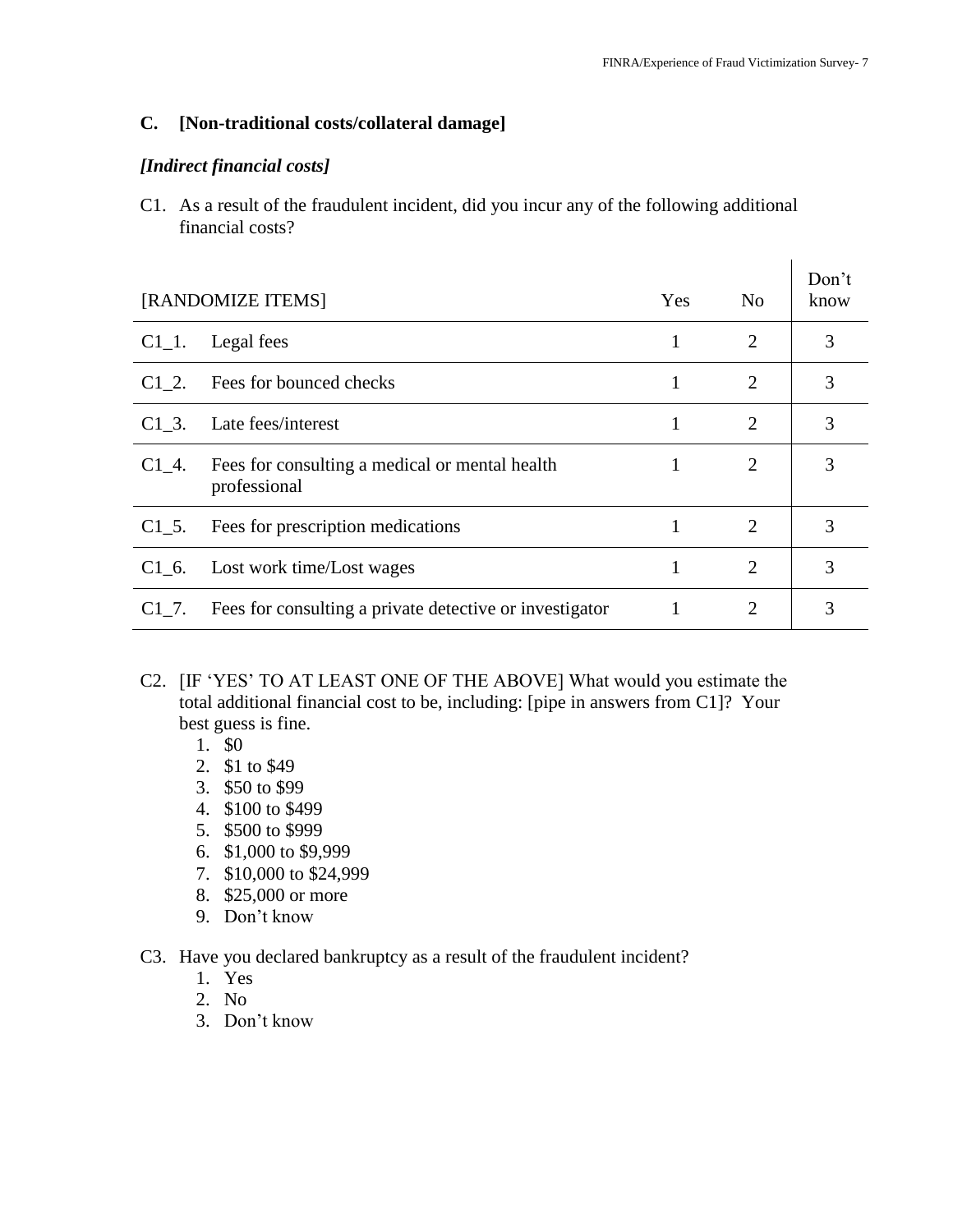## C. [Non-traditional costs/collateral damage]

### *[Indirect financial costs]*

C1. As a result of the fraudulent incident, did you incur any of the following additional financial costs?

| [RANDOMIZE ITEMS] | | Yes | No | Don't know |
|---|---|---|---|---|
| C1_1. | Legal fees | 1 | 2 | 3 |
| C1_2. | Fees for bounced checks | 1 | 2 | 3 |
| C1_3. | Late fees/interest | 1 | 2 | 3 |
| C1_4. | Fees for consulting a medical or mental health professional | 1 | 2 | 3 |
| C1_5. | Fees for prescription medications | 1 | 2 | 3 |
| C1_6. | Lost work time/Lost wages | 1 | 2 | 3 |
| C1_7. | Fees for consulting a private detective or investigator | 1 | 2 | 3 |

C2. [IF 'YES' TO AT LEAST ONE OF THE ABOVE] What would you estimate the total additional financial cost to be, including: [pipe in answers from C1]? Your best guess is fine.

1. $0
2. $1 to $49
3. $50 to $99
4. $100 to $499
5. $500 to $999
6. $1,000 to $9,999
7. $10,000 to $24,999
8. $25,000 or more
9. Don't know

C3. Have you declared bankruptcy as a result of the fraudulent incident?

1. Yes
2. No
3. Don't know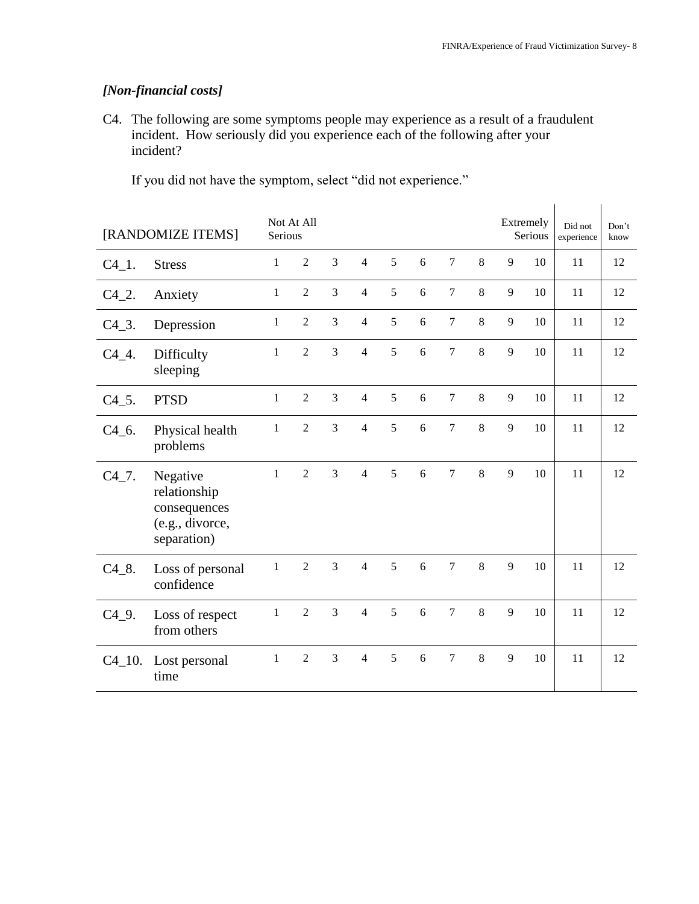*[Non-financial costs]*

C4. The following are some symptoms people may experience as a result of a fraudulent incident. How seriously did you experience each of the following after your incident?

If you did not have the symptom, select "did not experience."

| [RANDOMIZE ITEMS] | | Not At All Serious | | | | | | | | | Extremely Serious | Did not experience | Don't know |
|---|---|---|---|---|---|---|---|---|---|---|---|---|---|
| C4_1. | Stress | 1 | 2 | 3 | 4 | 5 | 6 | 7 | 8 | 9 | 10 | 11 | 12 |
| C4_2. | Anxiety | 1 | 2 | 3 | 4 | 5 | 6 | 7 | 8 | 9 | 10 | 11 | 12 |
| C4_3. | Depression | 1 | 2 | 3 | 4 | 5 | 6 | 7 | 8 | 9 | 10 | 11 | 12 |
| C4_4. | Difficulty sleeping | 1 | 2 | 3 | 4 | 5 | 6 | 7 | 8 | 9 | 10 | 11 | 12 |
| C4_5. | PTSD | 1 | 2 | 3 | 4 | 5 | 6 | 7 | 8 | 9 | 10 | 11 | 12 |
| C4_6. | Physical health problems | 1 | 2 | 3 | 4 | 5 | 6 | 7 | 8 | 9 | 10 | 11 | 12 |
| C4_7. | Negative relationship consequences (e.g., divorce, separation) | 1 | 2 | 3 | 4 | 5 | 6 | 7 | 8 | 9 | 10 | 11 | 12 |
| C4_8. | Loss of personal confidence | 1 | 2 | 3 | 4 | 5 | 6 | 7 | 8 | 9 | 10 | 11 | 12 |
| C4_9. | Loss of respect from others | 1 | 2 | 3 | 4 | 5 | 6 | 7 | 8 | 9 | 10 | 11 | 12 |
| C4_10. | Lost personal time | 1 | 2 | 3 | 4 | 5 | 6 | 7 | 8 | 9 | 10 | 11 | 12 |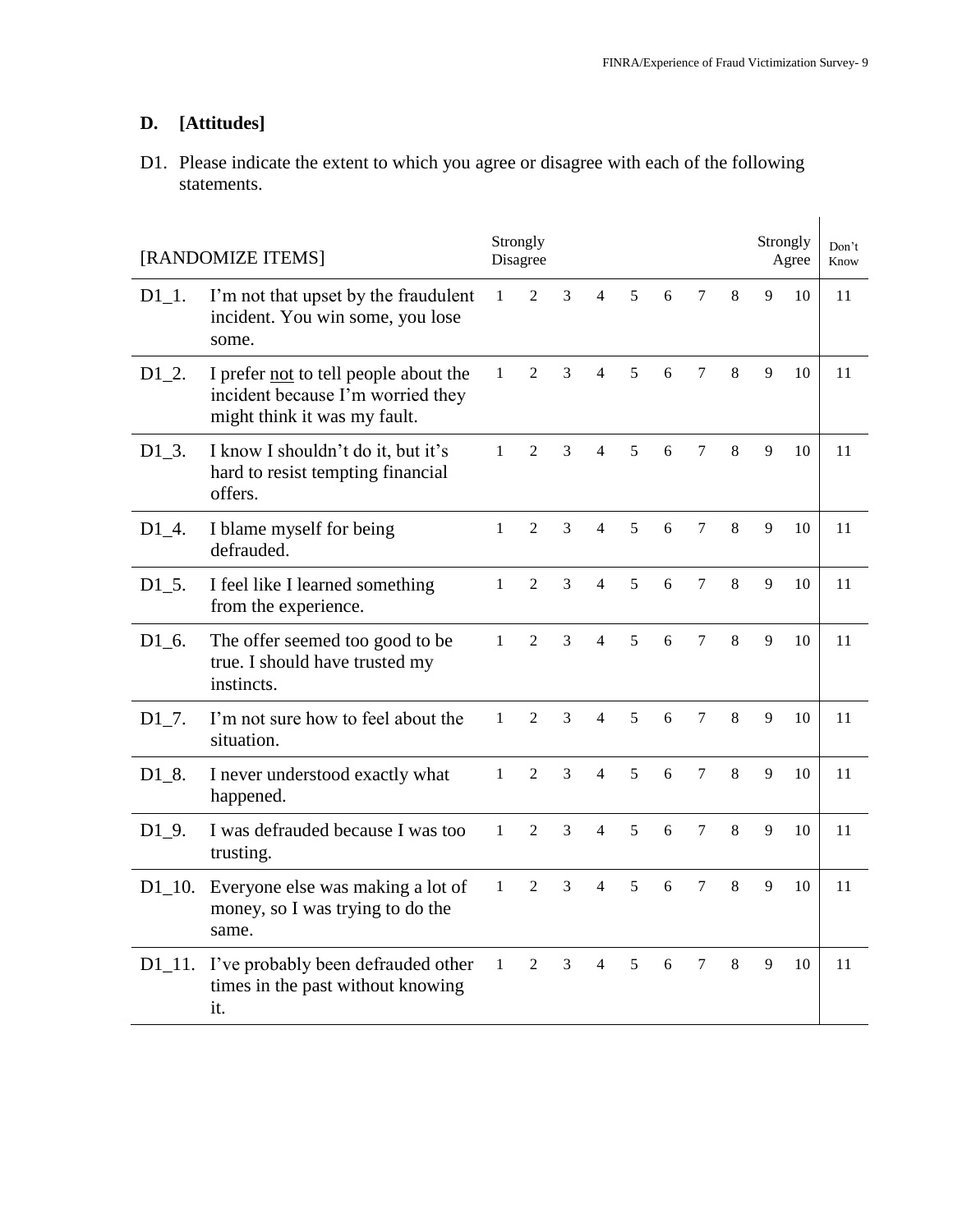## D. [Attitudes]

D1. Please indicate the extent to which you agree or disagree with each of the following statements.

| [RANDOMIZE ITEMS] | | Strongly Disagree | | | | | | | | | Strongly Agree | Don't Know |
|---|---|---|---|---|---|---|---|---|---|---|---|---|
| D1_1. | I'm not that upset by the fraudulent incident. You win some, you lose some. | 1 | 2 | 3 | 4 | 5 | 6 | 7 | 8 | 9 | 10 | 11 |
| D1_2. | I prefer <u>not</u> to tell people about the incident because I'm worried they might think it was my fault. | 1 | 2 | 3 | 4 | 5 | 6 | 7 | 8 | 9 | 10 | 11 |
| D1_3. | I know I shouldn't do it, but it's hard to resist tempting financial offers. | 1 | 2 | 3 | 4 | 5 | 6 | 7 | 8 | 9 | 10 | 11 |
| D1_4. | I blame myself for being defrauded. | 1 | 2 | 3 | 4 | 5 | 6 | 7 | 8 | 9 | 10 | 11 |
| D1_5. | I feel like I learned something from the experience. | 1 | 2 | 3 | 4 | 5 | 6 | 7 | 8 | 9 | 10 | 11 |
| D1_6. | The offer seemed too good to be true. I should have trusted my instincts. | 1 | 2 | 3 | 4 | 5 | 6 | 7 | 8 | 9 | 10 | 11 |
| D1_7. | I'm not sure how to feel about the situation. | 1 | 2 | 3 | 4 | 5 | 6 | 7 | 8 | 9 | 10 | 11 |
| D1_8. | I never understood exactly what happened. | 1 | 2 | 3 | 4 | 5 | 6 | 7 | 8 | 9 | 10 | 11 |
| D1_9. | I was defrauded because I was too trusting. | 1 | 2 | 3 | 4 | 5 | 6 | 7 | 8 | 9 | 10 | 11 |
| D1_10. | Everyone else was making a lot of money, so I was trying to do the same. | 1 | 2 | 3 | 4 | 5 | 6 | 7 | 8 | 9 | 10 | 11 |
| D1_11. | I've probably been defrauded other times in the past without knowing it. | 1 | 2 | 3 | 4 | 5 | 6 | 7 | 8 | 9 | 10 | 11 |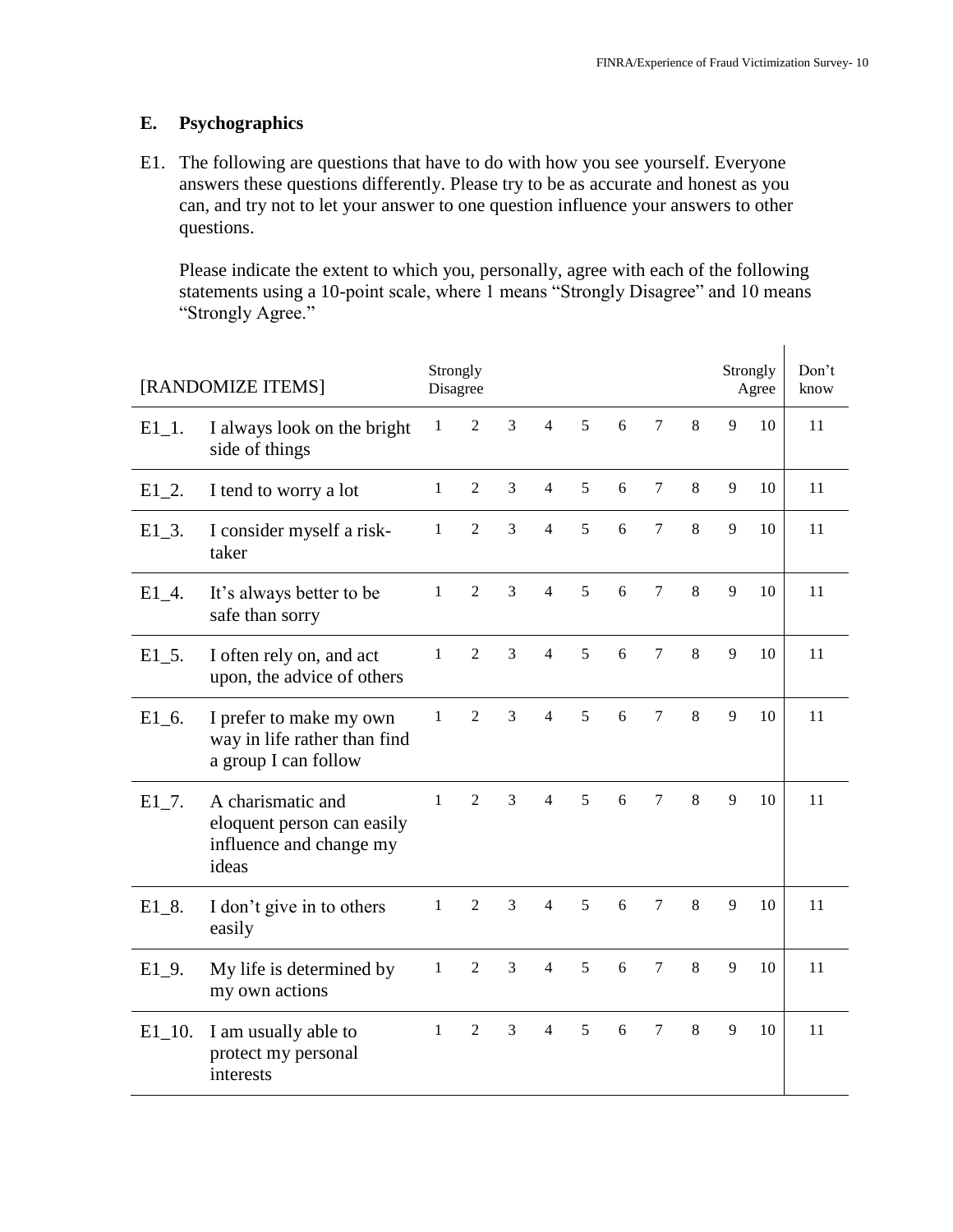## E. Psychographics

E1. The following are questions that have to do with how you see yourself. Everyone answers these questions differently. Please try to be as accurate and honest as you can, and try not to let your answer to one question influence your answers to other questions.

Please indicate the extent to which you, personally, agree with each of the following statements using a 10-point scale, where 1 means "Strongly Disagree" and 10 means "Strongly Agree."

| [RANDOMIZE ITEMS] | | Strongly Disagree | | | | | | | | | Strongly Agree | Don't know |
|---|---|---|---|---|---|---|---|---|---|---|---|---|
| E1_1. | I always look on the bright side of things | 1 | 2 | 3 | 4 | 5 | 6 | 7 | 8 | 9 | 10 | 11 |
| E1_2. | I tend to worry a lot | 1 | 2 | 3 | 4 | 5 | 6 | 7 | 8 | 9 | 10 | 11 |
| E1_3. | I consider myself a risk-taker | 1 | 2 | 3 | 4 | 5 | 6 | 7 | 8 | 9 | 10 | 11 |
| E1_4. | It's always better to be safe than sorry | 1 | 2 | 3 | 4 | 5 | 6 | 7 | 8 | 9 | 10 | 11 |
| E1_5. | I often rely on, and act upon, the advice of others | 1 | 2 | 3 | 4 | 5 | 6 | 7 | 8 | 9 | 10 | 11 |
| E1_6. | I prefer to make my own way in life rather than find a group I can follow | 1 | 2 | 3 | 4 | 5 | 6 | 7 | 8 | 9 | 10 | 11 |
| E1_7. | A charismatic and eloquent person can easily influence and change my ideas | 1 | 2 | 3 | 4 | 5 | 6 | 7 | 8 | 9 | 10 | 11 |
| E1_8. | I don't give in to others easily | 1 | 2 | 3 | 4 | 5 | 6 | 7 | 8 | 9 | 10 | 11 |
| E1_9. | My life is determined by my own actions | 1 | 2 | 3 | 4 | 5 | 6 | 7 | 8 | 9 | 10 | 11 |
| E1_10. | I am usually able to protect my personal interests | 1 | 2 | 3 | 4 | 5 | 6 | 7 | 8 | 9 | 10 | 11 |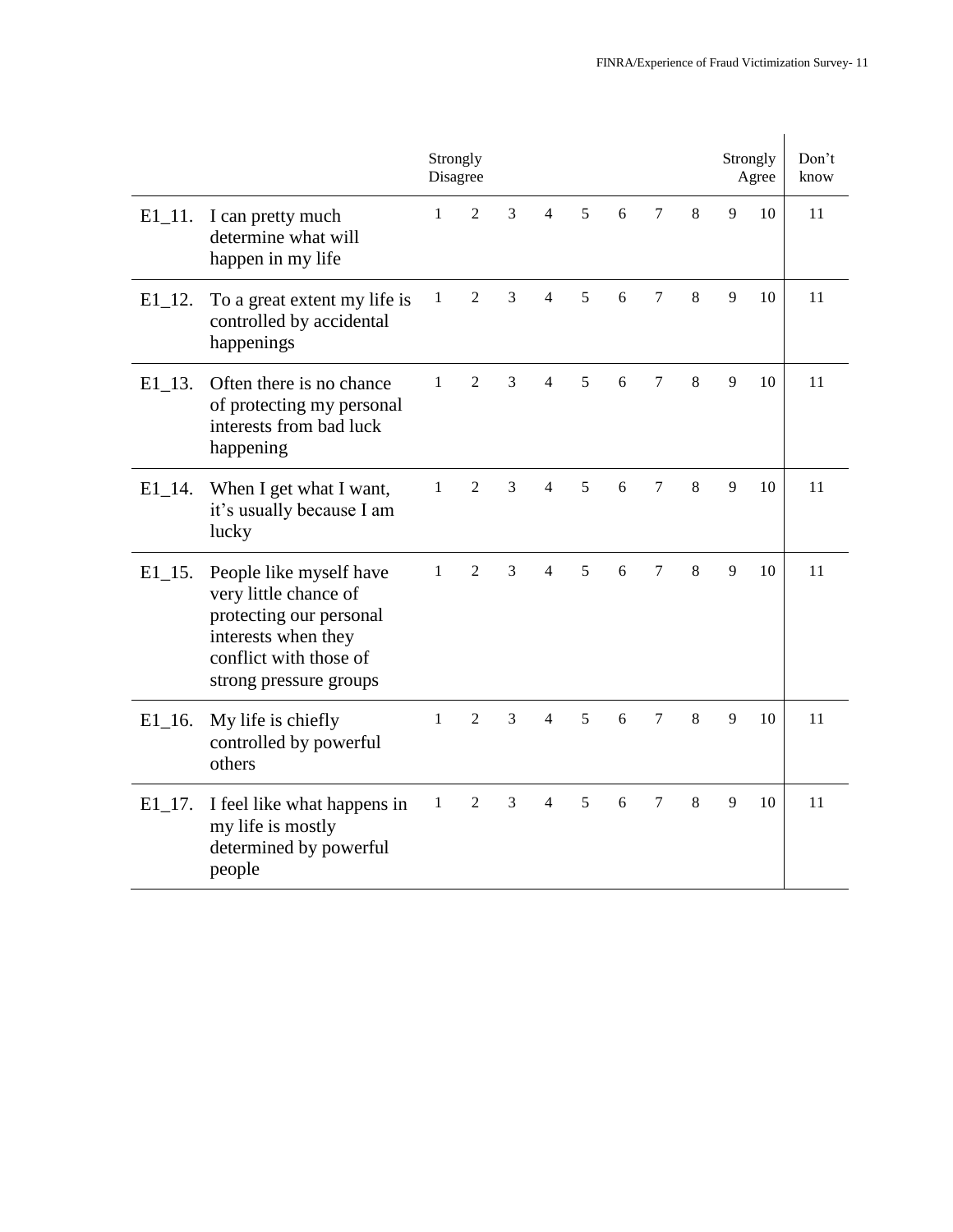| | | Strongly Disagree | | | | | | | | | Strongly Agree | Don't know |
|---|---|---|---|---|---|---|---|---|---|---|---|---|
| E1_11. | I can pretty much determine what will happen in my life | 1 | 2 | 3 | 4 | 5 | 6 | 7 | 8 | 9 | 10 | 11 |
| E1_12. | To a great extent my life is controlled by accidental happenings | 1 | 2 | 3 | 4 | 5 | 6 | 7 | 8 | 9 | 10 | 11 |
| E1_13. | Often there is no chance of protecting my personal interests from bad luck happening | 1 | 2 | 3 | 4 | 5 | 6 | 7 | 8 | 9 | 10 | 11 |
| E1_14. | When I get what I want, it's usually because I am lucky | 1 | 2 | 3 | 4 | 5 | 6 | 7 | 8 | 9 | 10 | 11 |
| E1_15. | People like myself have very little chance of protecting our personal interests when they conflict with those of strong pressure groups | 1 | 2 | 3 | 4 | 5 | 6 | 7 | 8 | 9 | 10 | 11 |
| E1_16. | My life is chiefly controlled by powerful others | 1 | 2 | 3 | 4 | 5 | 6 | 7 | 8 | 9 | 10 | 11 |
| E1_17. | I feel like what happens in my life is mostly determined by powerful people | 1 | 2 | 3 | 4 | 5 | 6 | 7 | 8 | 9 | 10 | 11 |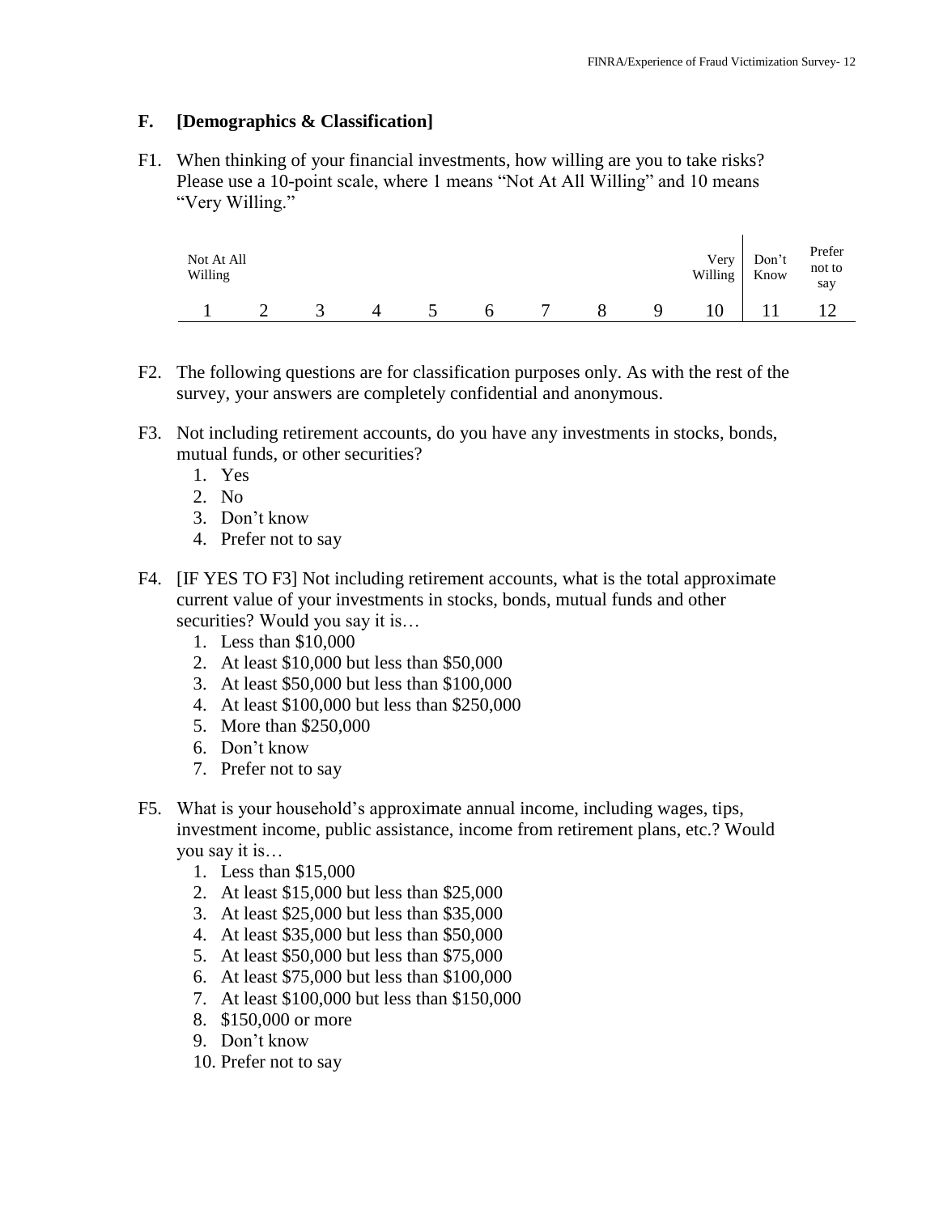## F. [Demographics & Classification]

F1. When thinking of your financial investments, how willing are you to take risks? Please use a 10-point scale, where 1 means "Not At All Willing" and 10 means "Very Willing."

| Not At All Willing | | | | | | | | | Very Willing | Don't Know | Prefer not to say |
|---|---|---|---|---|---|---|---|---|---|---|---|
| 1 | 2 | 3 | 4 | 5 | 6 | 7 | 8 | 9 | 10 | 11 | 12 |

F2. The following questions are for classification purposes only. As with the rest of the survey, your answers are completely confidential and anonymous.

F3. Not including retirement accounts, do you have any investments in stocks, bonds, mutual funds, or other securities?

1. Yes
2. No
3. Don't know
4. Prefer not to say

F4. [IF YES TO F3] Not including retirement accounts, what is the total approximate current value of your investments in stocks, bonds, mutual funds and other securities? Would you say it is…

1. Less than $10,000
2. At least $10,000 but less than $50,000
3. At least $50,000 but less than $100,000
4. At least $100,000 but less than $250,000
5. More than $250,000
6. Don't know
7. Prefer not to say

F5. What is your household's approximate annual income, including wages, tips, investment income, public assistance, income from retirement plans, etc.? Would you say it is…

1. Less than $15,000
2. At least $15,000 but less than $25,000
3. At least $25,000 but less than $35,000
4. At least $35,000 but less than $50,000
5. At least $50,000 but less than $75,000
6. At least $75,000 but less than $100,000
7. At least $100,000 but less than $150,000
8. $150,000 or more
9. Don't know
10. Prefer not to say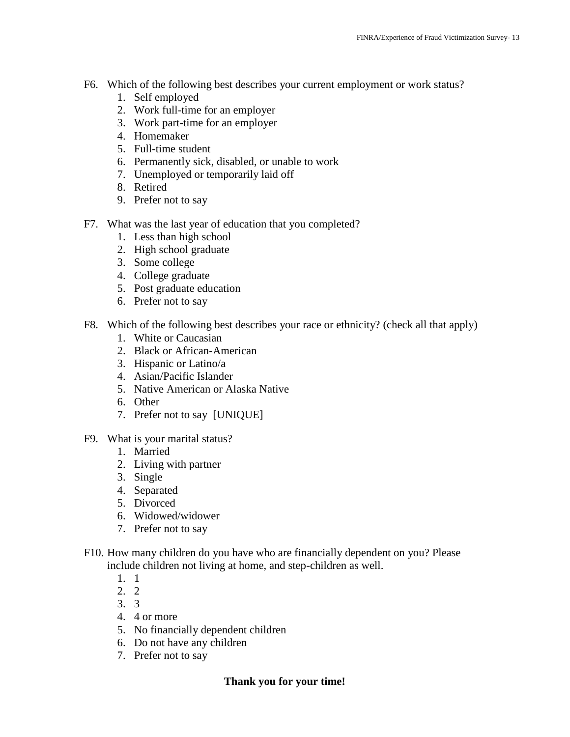F6. Which of the following best describes your current employment or work status?

1. Self employed
2. Work full-time for an employer
3. Work part-time for an employer
4. Homemaker
5. Full-time student
6. Permanently sick, disabled, or unable to work
7. Unemployed or temporarily laid off
8. Retired
9. Prefer not to say

F7. What was the last year of education that you completed?

1. Less than high school
2. High school graduate
3. Some college
4. College graduate
5. Post graduate education
6. Prefer not to say

F8. Which of the following best describes your race or ethnicity? (check all that apply)

1. White or Caucasian
2. Black or African-American
3. Hispanic or Latino/a
4. Asian/Pacific Islander
5. Native American or Alaska Native
6. Other
7. Prefer not to say [UNIQUE]

F9. What is your marital status?

1. Married
2. Living with partner
3. Single
4. Separated
5. Divorced
6. Widowed/widower
7. Prefer not to say

F10. How many children do you have who are financially dependent on you? Please include children not living at home, and step-children as well.

1. 1
2. 2
3. 3
4. 4 or more
5. No financially dependent children
6. Do not have any children
7. Prefer not to say

**Thank you for your time!**